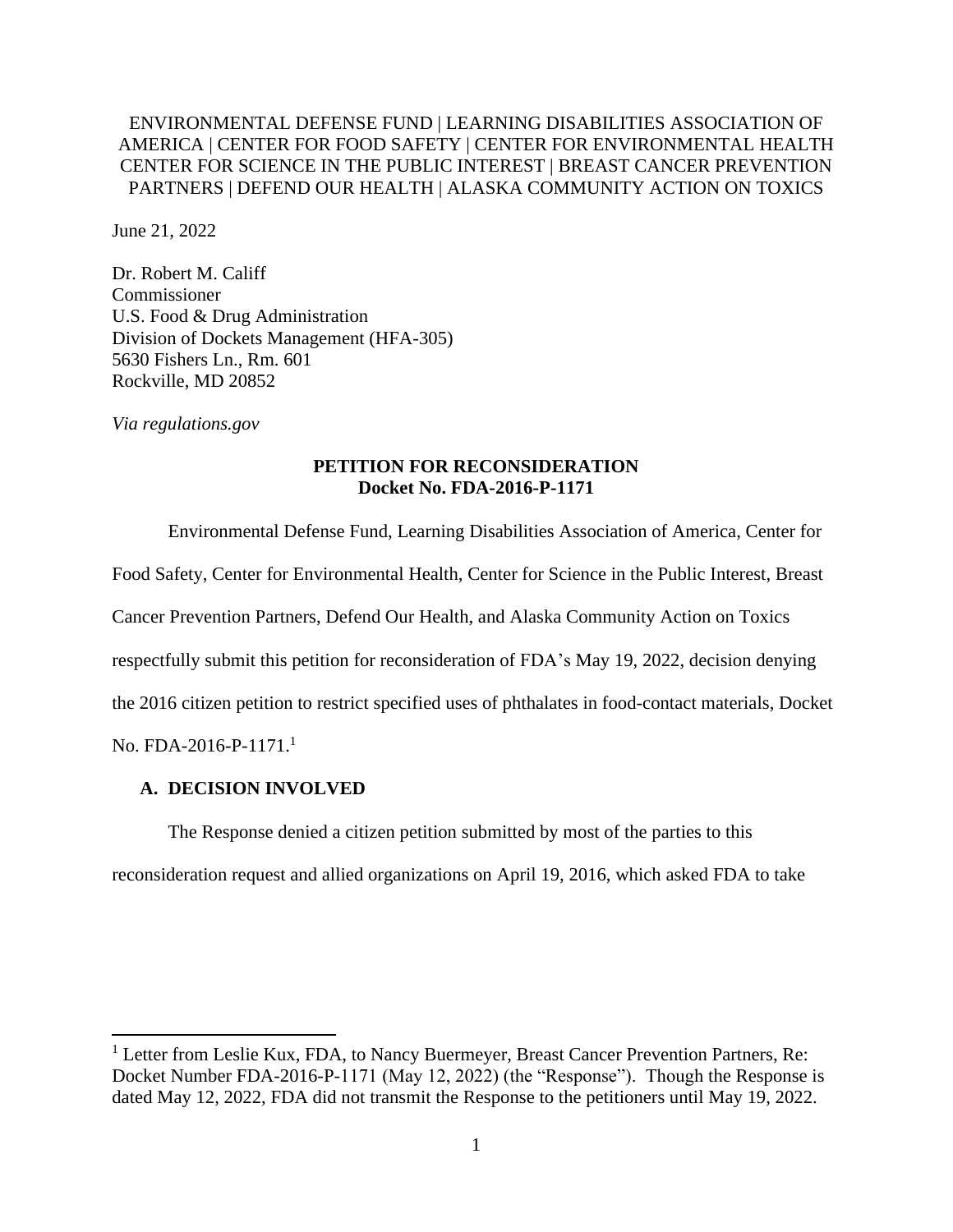ENVIRONMENTAL DEFENSE FUND | LEARNING DISABILITIES ASSOCIATION OF AMERICA | CENTER FOR FOOD SAFETY | CENTER FOR ENVIRONMENTAL HEALTH CENTER FOR SCIENCE IN THE PUBLIC INTEREST | BREAST CANCER PREVENTION PARTNERS | DEFEND OUR HEALTH | ALASKA COMMUNITY ACTION ON TOXICS

June 21, 2022

Dr. Robert M. Califf
Commissioner
U.S. Food & Drug Administration
Division of Dockets Management (HFA-305)
5630 Fishers Ln., Rm. 601
Rockville, MD 20852

*Via regulations.gov*

**PETITION FOR RECONSIDERATION**
**Docket No. FDA-2016-P-1171**

Environmental Defense Fund, Learning Disabilities Association of America, Center for Food Safety, Center for Environmental Health, Center for Science in the Public Interest, Breast Cancer Prevention Partners, Defend Our Health, and Alaska Community Action on Toxics respectfully submit this petition for reconsideration of FDA's May 19, 2022, decision denying the 2016 citizen petition to restrict specified uses of phthalates in food-contact materials, Docket No. FDA-2016-P-1171.[1]

## A. DECISION INVOLVED

The Response denied a citizen petition submitted by most of the parties to this reconsideration request and allied organizations on April 19, 2016, which asked FDA to take

[1] Letter from Leslie Kux, FDA, to Nancy Buermeyer, Breast Cancer Prevention Partners, Re: Docket Number FDA-2016-P-1171 (May 12, 2022) (the "Response"). Though the Response is dated May 12, 2022, FDA did not transmit the Response to the petitioners until May 19, 2022.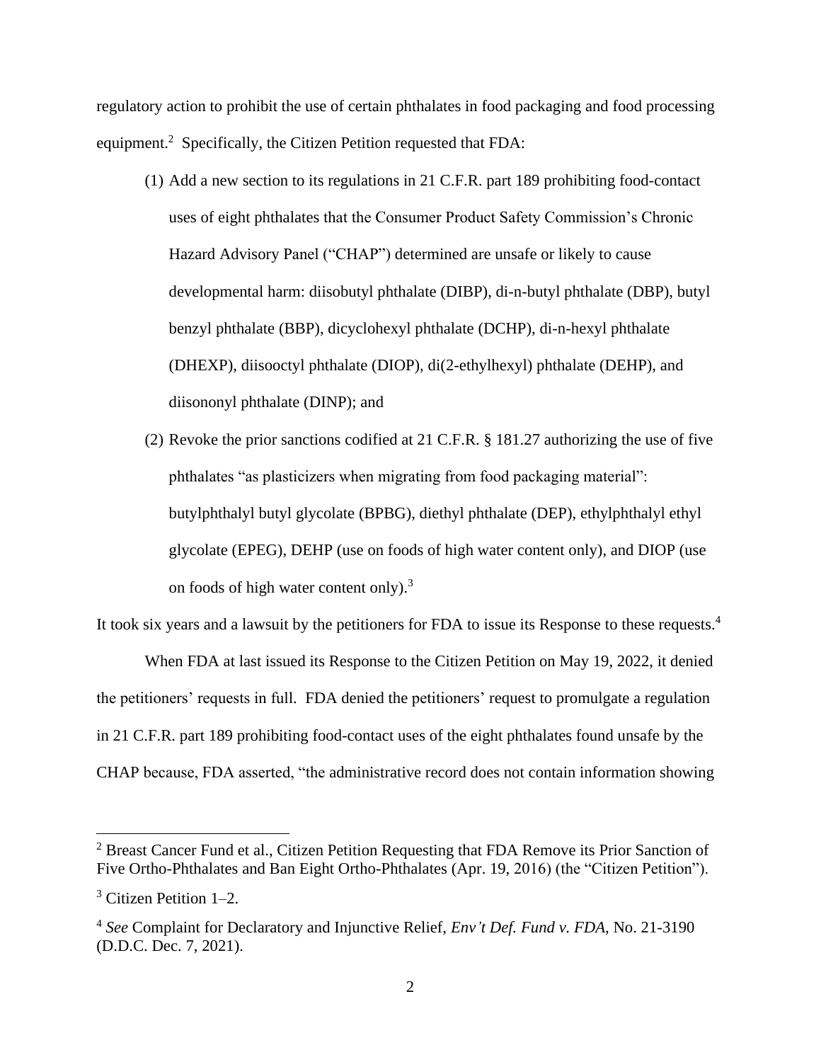regulatory action to prohibit the use of certain phthalates in food packaging and food processing equipment.[2] Specifically, the Citizen Petition requested that FDA:

(1) Add a new section to its regulations in 21 C.F.R. part 189 prohibiting food-contact uses of eight phthalates that the Consumer Product Safety Commission's Chronic Hazard Advisory Panel ("CHAP") determined are unsafe or likely to cause developmental harm: diisobutyl phthalate (DIBP), di-n-butyl phthalate (DBP), butyl benzyl phthalate (BBP), dicyclohexyl phthalate (DCHP), di-n-hexyl phthalate (DHEXP), diisooctyl phthalate (DIOP), di(2-ethylhexyl) phthalate (DEHP), and diisononyl phthalate (DINP); and

(2) Revoke the prior sanctions codified at 21 C.F.R. § 181.27 authorizing the use of five phthalates "as plasticizers when migrating from food packaging material": butylphthalyl butyl glycolate (BPBG), diethyl phthalate (DEP), ethylphthalyl ethyl glycolate (EPEG), DEHP (use on foods of high water content only), and DIOP (use on foods of high water content only).[3]

It took six years and a lawsuit by the petitioners for FDA to issue its Response to these requests.[4]

When FDA at last issued its Response to the Citizen Petition on May 19, 2022, it denied the petitioners' requests in full. FDA denied the petitioners' request to promulgate a regulation in 21 C.F.R. part 189 prohibiting food-contact uses of the eight phthalates found unsafe by the CHAP because, FDA asserted, "the administrative record does not contain information showing

---

[2] Breast Cancer Fund et al., Citizen Petition Requesting that FDA Remove its Prior Sanction of Five Ortho-Phthalates and Ban Eight Ortho-Phthalates (Apr. 19, 2016) (the "Citizen Petition").

[3] Citizen Petition 1–2.

[4] *See* Complaint for Declaratory and Injunctive Relief, *Env't Def. Fund v. FDA*, No. 21-3190 (D.D.C. Dec. 7, 2021).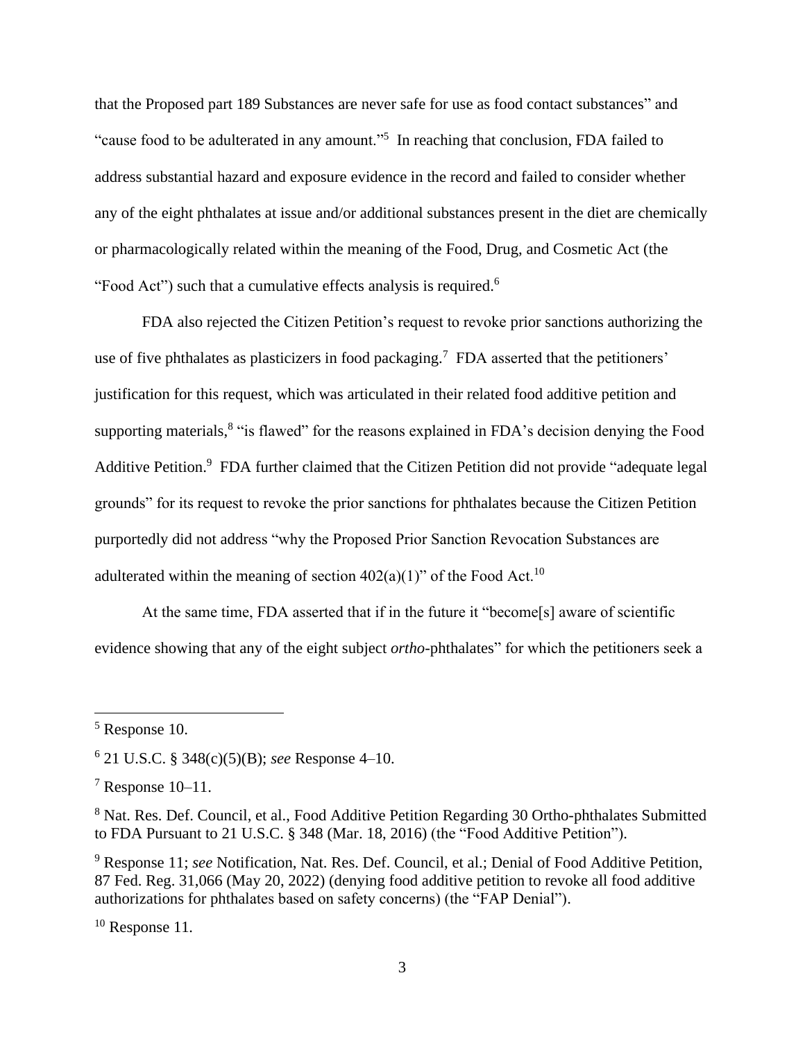that the Proposed part 189 Substances are never safe for use as food contact substances" and "cause food to be adulterated in any amount."[5] In reaching that conclusion, FDA failed to address substantial hazard and exposure evidence in the record and failed to consider whether any of the eight phthalates at issue and/or additional substances present in the diet are chemically or pharmacologically related within the meaning of the Food, Drug, and Cosmetic Act (the "Food Act") such that a cumulative effects analysis is required.[6]

FDA also rejected the Citizen Petition's request to revoke prior sanctions authorizing the use of five phthalates as plasticizers in food packaging.[7] FDA asserted that the petitioners' justification for this request, which was articulated in their related food additive petition and supporting materials,[8] "is flawed" for the reasons explained in FDA's decision denying the Food Additive Petition.[9] FDA further claimed that the Citizen Petition did not provide "adequate legal grounds" for its request to revoke the prior sanctions for phthalates because the Citizen Petition purportedly did not address "why the Proposed Prior Sanction Revocation Substances are adulterated within the meaning of section 402(a)(1)" of the Food Act.[10]

At the same time, FDA asserted that if in the future it "become[s] aware of scientific evidence showing that any of the eight subject *ortho*-phthalates" for which the petitioners seek a

---

[5] Response 10.

[6] 21 U.S.C. § 348(c)(5)(B); *see* Response 4–10.

[7] Response 10–11.

[8] Nat. Res. Def. Council, et al., Food Additive Petition Regarding 30 Ortho-phthalates Submitted to FDA Pursuant to 21 U.S.C. § 348 (Mar. 18, 2016) (the "Food Additive Petition").

[9] Response 11; *see* Notification, Nat. Res. Def. Council, et al.; Denial of Food Additive Petition, 87 Fed. Reg. 31,066 (May 20, 2022) (denying food additive petition to revoke all food additive authorizations for phthalates based on safety concerns) (the "FAP Denial").

[10] Response 11.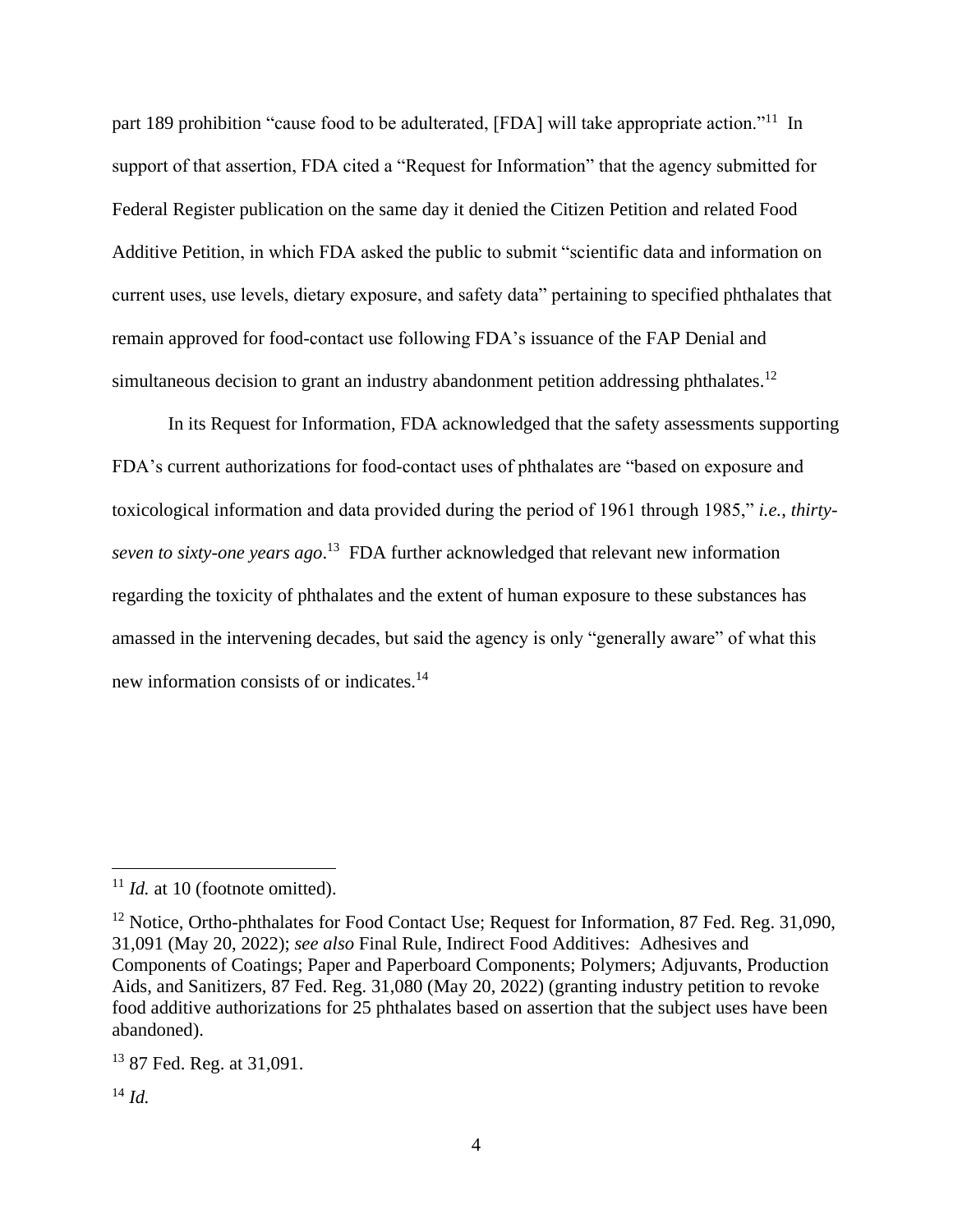part 189 prohibition "cause food to be adulterated, [FDA] will take appropriate action."[11] In support of that assertion, FDA cited a "Request for Information" that the agency submitted for Federal Register publication on the same day it denied the Citizen Petition and related Food Additive Petition, in which FDA asked the public to submit "scientific data and information on current uses, use levels, dietary exposure, and safety data" pertaining to specified phthalates that remain approved for food-contact use following FDA's issuance of the FAP Denial and simultaneous decision to grant an industry abandonment petition addressing phthalates.[12]

In its Request for Information, FDA acknowledged that the safety assessments supporting FDA's current authorizations for food-contact uses of phthalates are "based on exposure and toxicological information and data provided during the period of 1961 through 1985," *i.e.*, *thirty-seven to sixty-one years ago*.[13] FDA further acknowledged that relevant new information regarding the toxicity of phthalates and the extent of human exposure to these substances has amassed in the intervening decades, but said the agency is only "generally aware" of what this new information consists of or indicates.[14]

---

[11] *Id.* at 10 (footnote omitted).

[12] Notice, Ortho-phthalates for Food Contact Use; Request for Information, 87 Fed. Reg. 31,090, 31,091 (May 20, 2022); *see also* Final Rule, Indirect Food Additives: Adhesives and Components of Coatings; Paper and Paperboard Components; Polymers; Adjuvants, Production Aids, and Sanitizers, 87 Fed. Reg. 31,080 (May 20, 2022) (granting industry petition to revoke food additive authorizations for 25 phthalates based on assertion that the subject uses have been abandoned).

[13] 87 Fed. Reg. at 31,091.

[14] *Id.*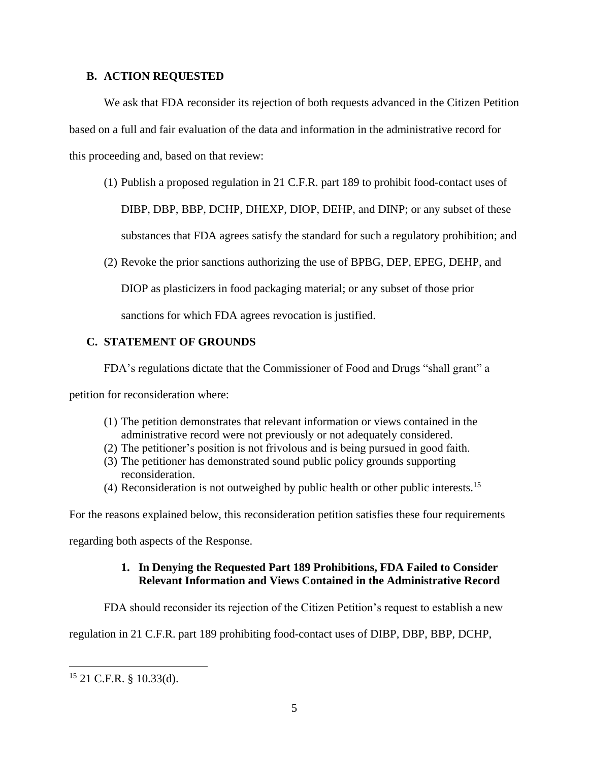### B. ACTION REQUESTED

We ask that FDA reconsider its rejection of both requests advanced in the Citizen Petition based on a full and fair evaluation of the data and information in the administrative record for this proceeding and, based on that review:

(1) Publish a proposed regulation in 21 C.F.R. part 189 to prohibit food-contact uses of DIBP, DBP, BBP, DCHP, DHEXP, DIOP, DEHP, and DINP; or any subset of these substances that FDA agrees satisfy the standard for such a regulatory prohibition; and

(2) Revoke the prior sanctions authorizing the use of BPBG, DEP, EPEG, DEHP, and DIOP as plasticizers in food packaging material; or any subset of those prior sanctions for which FDA agrees revocation is justified.

### C. STATEMENT OF GROUNDS

FDA's regulations dictate that the Commissioner of Food and Drugs "shall grant" a petition for reconsideration where:

(1) The petition demonstrates that relevant information or views contained in the administrative record were not previously or not adequately considered.
(2) The petitioner's position is not frivolous and is being pursued in good faith.
(3) The petitioner has demonstrated sound public policy grounds supporting reconsideration.
(4) Reconsideration is not outweighed by public health or other public interests.[15]

For the reasons explained below, this reconsideration petition satisfies these four requirements regarding both aspects of the Response.

#### 1. In Denying the Requested Part 189 Prohibitions, FDA Failed to Consider Relevant Information and Views Contained in the Administrative Record

FDA should reconsider its rejection of the Citizen Petition's request to establish a new regulation in 21 C.F.R. part 189 prohibiting food-contact uses of DIBP, DBP, BBP, DCHP,

---

[15] 21 C.F.R. § 10.33(d).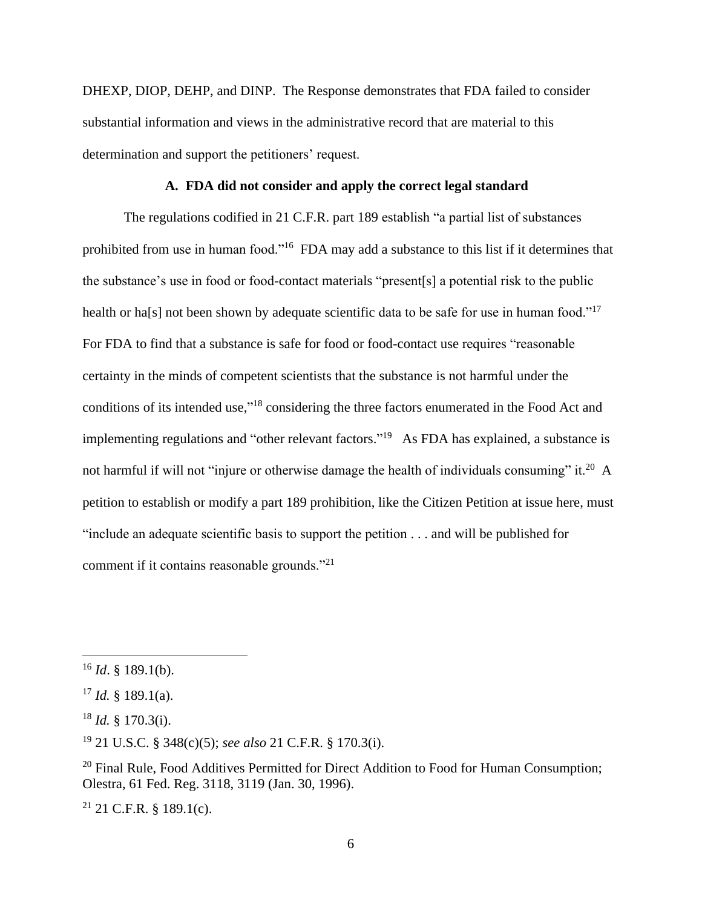DHEXP, DIOP, DEHP, and DINP. The Response demonstrates that FDA failed to consider substantial information and views in the administrative record that are material to this determination and support the petitioners' request.

### A. FDA did not consider and apply the correct legal standard

The regulations codified in 21 C.F.R. part 189 establish "a partial list of substances prohibited from use in human food."[16] FDA may add a substance to this list if it determines that the substance's use in food or food-contact materials "present[s] a potential risk to the public health or ha[s] not been shown by adequate scientific data to be safe for use in human food."[17] For FDA to find that a substance is safe for food or food-contact use requires "reasonable certainty in the minds of competent scientists that the substance is not harmful under the conditions of its intended use,"[18] considering the three factors enumerated in the Food Act and implementing regulations and "other relevant factors."[19] As FDA has explained, a substance is not harmful if will not "injure or otherwise damage the health of individuals consuming" it.[20] A petition to establish or modify a part 189 prohibition, like the Citizen Petition at issue here, must "include an adequate scientific basis to support the petition . . . and will be published for comment if it contains reasonable grounds."[21]

---

[16] *Id*. § 189.1(b).

[17] *Id.* § 189.1(a).

[18] *Id.* § 170.3(i).

[19] 21 U.S.C. § 348(c)(5); *see also* 21 C.F.R. § 170.3(i).

[20] Final Rule, Food Additives Permitted for Direct Addition to Food for Human Consumption; Olestra, 61 Fed. Reg. 3118, 3119 (Jan. 30, 1996).

[21] 21 C.F.R. § 189.1(c).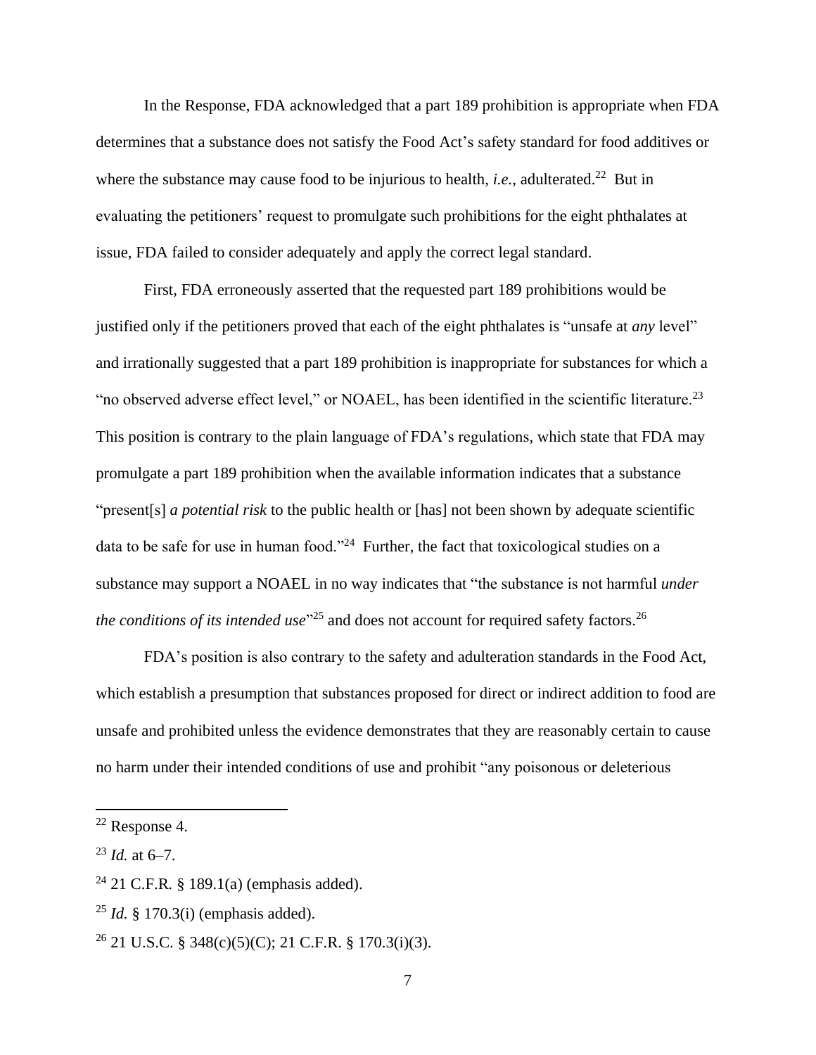In the Response, FDA acknowledged that a part 189 prohibition is appropriate when FDA determines that a substance does not satisfy the Food Act's safety standard for food additives or where the substance may cause food to be injurious to health, *i.e.*, adulterated.[22] But in evaluating the petitioners' request to promulgate such prohibitions for the eight phthalates at issue, FDA failed to consider adequately and apply the correct legal standard.

First, FDA erroneously asserted that the requested part 189 prohibitions would be justified only if the petitioners proved that each of the eight phthalates is "unsafe at *any* level" and irrationally suggested that a part 189 prohibition is inappropriate for substances for which a "no observed adverse effect level," or NOAEL, has been identified in the scientific literature.[23] This position is contrary to the plain language of FDA's regulations, which state that FDA may promulgate a part 189 prohibition when the available information indicates that a substance "present[s] *a potential risk* to the public health or [has] not been shown by adequate scientific data to be safe for use in human food."[24] Further, the fact that toxicological studies on a substance may support a NOAEL in no way indicates that "the substance is not harmful *under the conditions of its intended use*"[25] and does not account for required safety factors.[26]

FDA's position is also contrary to the safety and adulteration standards in the Food Act, which establish a presumption that substances proposed for direct or indirect addition to food are unsafe and prohibited unless the evidence demonstrates that they are reasonably certain to cause no harm under their intended conditions of use and prohibit "any poisonous or deleterious

---

[22] Response 4.

[23] *Id.* at 6–7.

[24] 21 C.F.R. § 189.1(a) (emphasis added).

[25] *Id.* § 170.3(i) (emphasis added).

[26] 21 U.S.C. § 348(c)(5)(C); 21 C.F.R. § 170.3(i)(3).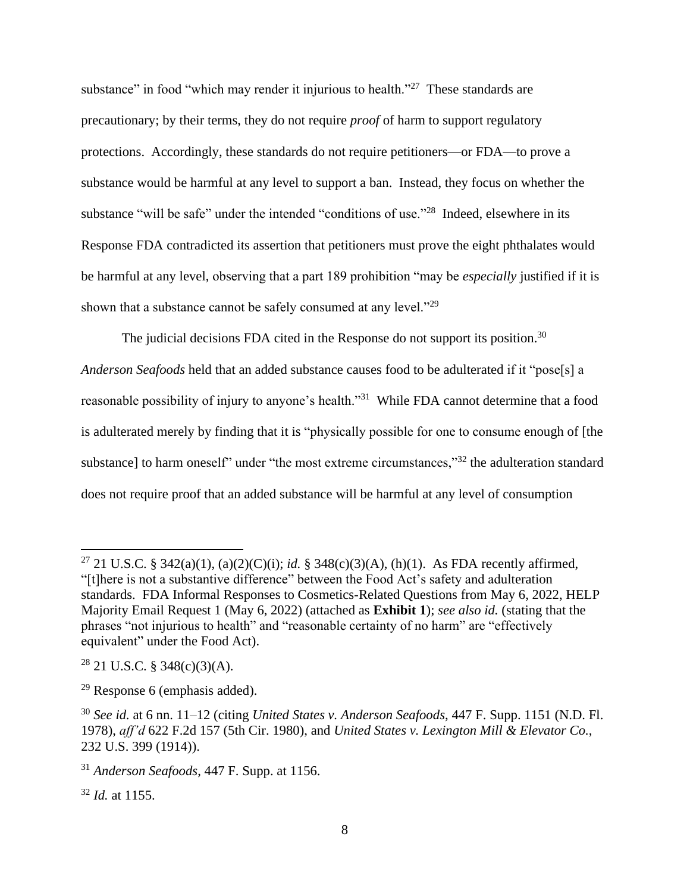substance" in food "which may render it injurious to health."[27] These standards are precautionary; by their terms, they do not require *proof* of harm to support regulatory protections. Accordingly, these standards do not require petitioners—or FDA—to prove a substance would be harmful at any level to support a ban. Instead, they focus on whether the substance "will be safe" under the intended "conditions of use."[28] Indeed, elsewhere in its Response FDA contradicted its assertion that petitioners must prove the eight phthalates would be harmful at any level, observing that a part 189 prohibition "may be *especially* justified if it is shown that a substance cannot be safely consumed at any level."[29]

The judicial decisions FDA cited in the Response do not support its position.[30] *Anderson Seafoods* held that an added substance causes food to be adulterated if it "pose[s] a reasonable possibility of injury to anyone's health."[31] While FDA cannot determine that a food is adulterated merely by finding that it is "physically possible for one to consume enough of [the substance] to harm oneself" under "the most extreme circumstances,"[32] the adulteration standard does not require proof that an added substance will be harmful at any level of consumption

---

[27] 21 U.S.C. § 342(a)(1), (a)(2)(C)(i); *id.* § 348(c)(3)(A), (h)(1). As FDA recently affirmed, "[t]here is not a substantive difference" between the Food Act's safety and adulteration standards. FDA Informal Responses to Cosmetics-Related Questions from May 6, 2022, HELP Majority Email Request 1 (May 6, 2022) (attached as **Exhibit 1**); *see also id.* (stating that the phrases "not injurious to health" and "reasonable certainty of no harm" are "effectively equivalent" under the Food Act).

[28] 21 U.S.C. § 348(c)(3)(A).

[29] Response 6 (emphasis added).

[30] *See id.* at 6 nn. 11–12 (citing *United States v. Anderson Seafoods*, 447 F. Supp. 1151 (N.D. Fl. 1978), *aff'd* 622 F.2d 157 (5th Cir. 1980), and *United States v. Lexington Mill & Elevator Co.*, 232 U.S. 399 (1914)).

[31] *Anderson Seafoods*, 447 F. Supp. at 1156.

[32] *Id.* at 1155.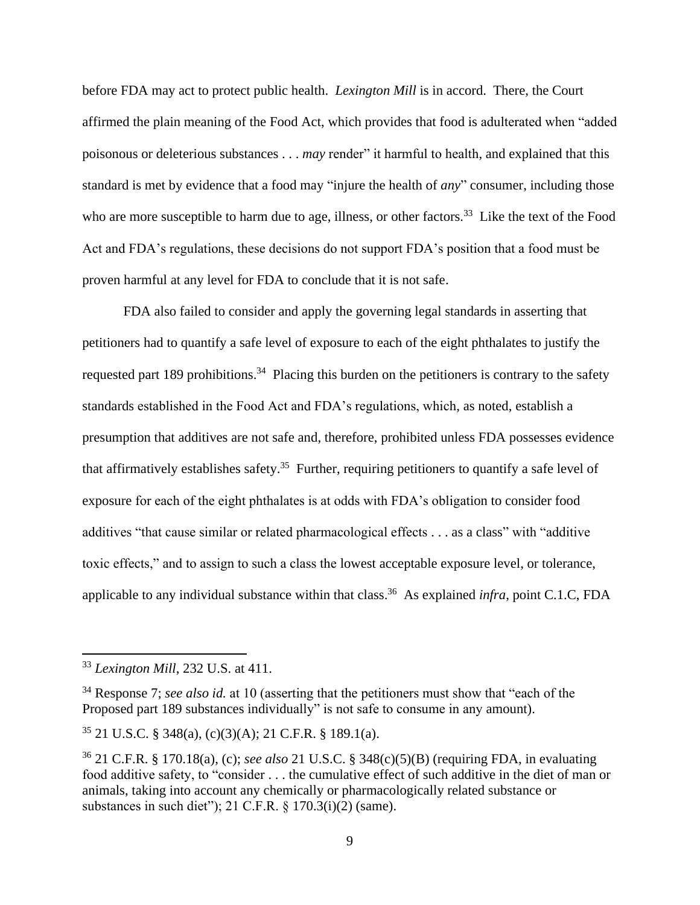before FDA may act to protect public health. *Lexington Mill* is in accord. There, the Court affirmed the plain meaning of the Food Act, which provides that food is adulterated when "added poisonous or deleterious substances . . . *may* render" it harmful to health, and explained that this standard is met by evidence that a food may "injure the health of *any*" consumer, including those who are more susceptible to harm due to age, illness, or other factors.[33] Like the text of the Food Act and FDA's regulations, these decisions do not support FDA's position that a food must be proven harmful at any level for FDA to conclude that it is not safe.

FDA also failed to consider and apply the governing legal standards in asserting that petitioners had to quantify a safe level of exposure to each of the eight phthalates to justify the requested part 189 prohibitions.[34] Placing this burden on the petitioners is contrary to the safety standards established in the Food Act and FDA's regulations, which, as noted, establish a presumption that additives are not safe and, therefore, prohibited unless FDA possesses evidence that affirmatively establishes safety.[35] Further, requiring petitioners to quantify a safe level of exposure for each of the eight phthalates is at odds with FDA's obligation to consider food additives "that cause similar or related pharmacological effects . . . as a class" with "additive toxic effects," and to assign to such a class the lowest acceptable exposure level, or tolerance, applicable to any individual substance within that class.[36] As explained *infra*, point C.1.C, FDA

---

[33] *Lexington Mill*, 232 U.S. at 411.

[34] Response 7; *see also id.* at 10 (asserting that the petitioners must show that "each of the Proposed part 189 substances individually" is not safe to consume in any amount).

[35] 21 U.S.C. § 348(a), (c)(3)(A); 21 C.F.R. § 189.1(a).

[36] 21 C.F.R. § 170.18(a), (c); *see also* 21 U.S.C. § 348(c)(5)(B) (requiring FDA, in evaluating food additive safety, to "consider . . . the cumulative effect of such additive in the diet of man or animals, taking into account any chemically or pharmacologically related substance or substances in such diet"); 21 C.F.R. § 170.3(i)(2) (same).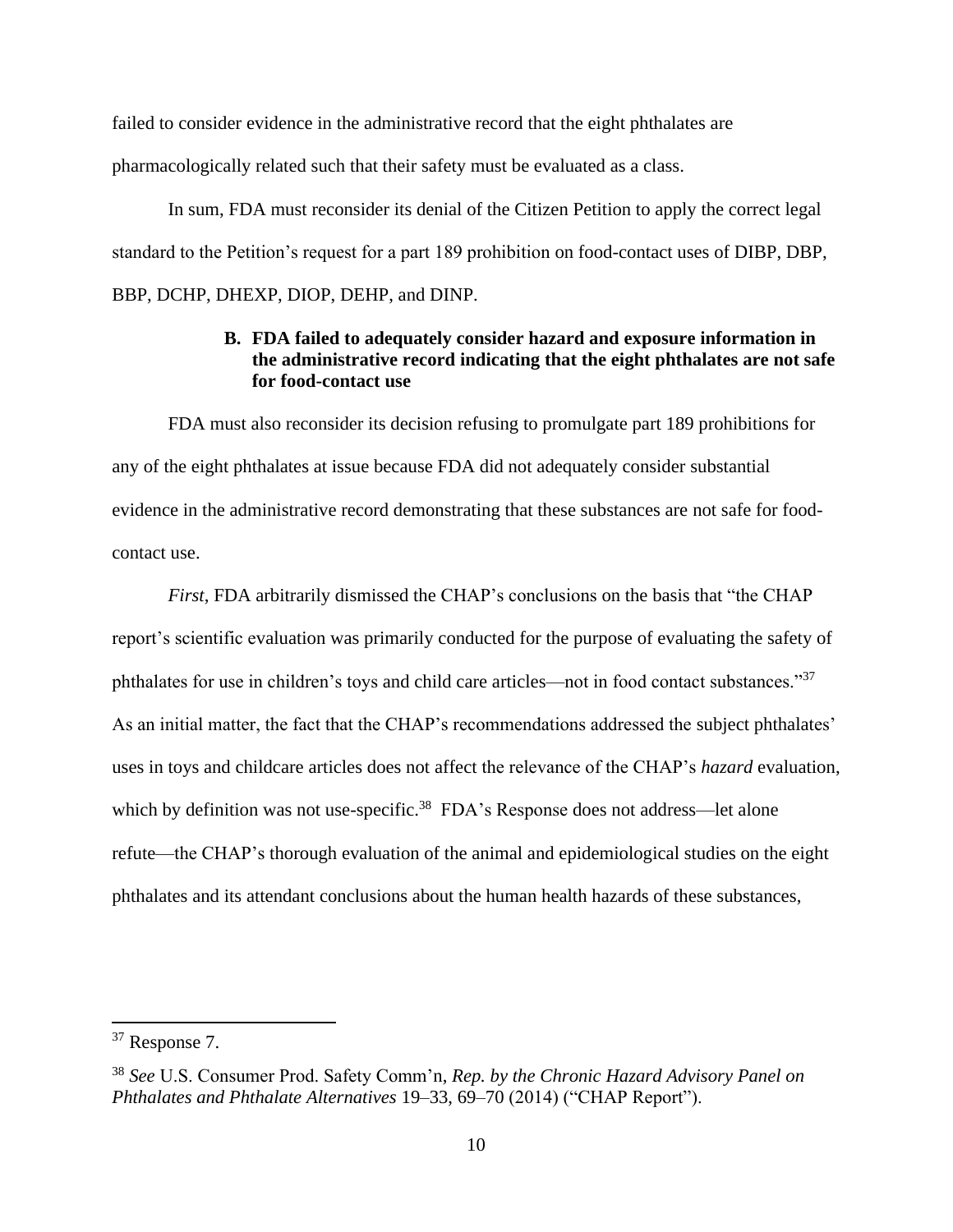failed to consider evidence in the administrative record that the eight phthalates are pharmacologically related such that their safety must be evaluated as a class.

In sum, FDA must reconsider its denial of the Citizen Petition to apply the correct legal standard to the Petition's request for a part 189 prohibition on food-contact uses of DIBP, DBP, BBP, DCHP, DHEXP, DIOP, DEHP, and DINP.

### B. FDA failed to adequately consider hazard and exposure information in the administrative record indicating that the eight phthalates are not safe for food-contact use

FDA must also reconsider its decision refusing to promulgate part 189 prohibitions for any of the eight phthalates at issue because FDA did not adequately consider substantial evidence in the administrative record demonstrating that these substances are not safe for food-contact use.

*First*, FDA arbitrarily dismissed the CHAP's conclusions on the basis that "the CHAP report's scientific evaluation was primarily conducted for the purpose of evaluating the safety of phthalates for use in children's toys and child care articles—not in food contact substances."[37] As an initial matter, the fact that the CHAP's recommendations addressed the subject phthalates' uses in toys and childcare articles does not affect the relevance of the CHAP's *hazard* evaluation, which by definition was not use-specific.[38] FDA's Response does not address—let alone refute—the CHAP's thorough evaluation of the animal and epidemiological studies on the eight phthalates and its attendant conclusions about the human health hazards of these substances,

---

[37] Response 7.

[38] *See* U.S. Consumer Prod. Safety Comm'n, *Rep. by the Chronic Hazard Advisory Panel on Phthalates and Phthalate Alternatives* 19–33, 69–70 (2014) ("CHAP Report").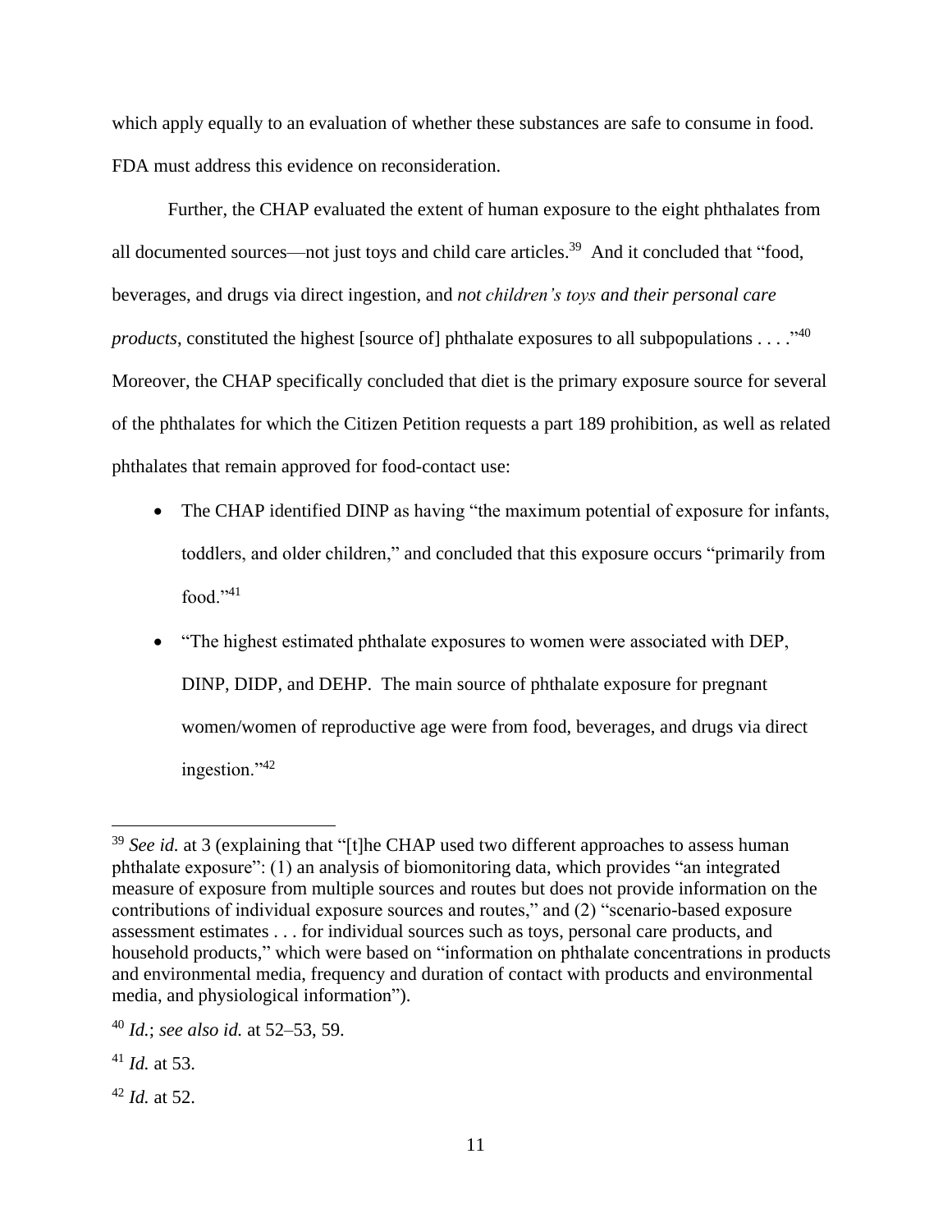which apply equally to an evaluation of whether these substances are safe to consume in food. FDA must address this evidence on reconsideration.

Further, the CHAP evaluated the extent of human exposure to the eight phthalates from all documented sources—not just toys and child care articles.[39] And it concluded that "food, beverages, and drugs via direct ingestion, and *not children's toys and their personal care products*, constituted the highest [source of] phthalate exposures to all subpopulations . . . ."[40] Moreover, the CHAP specifically concluded that diet is the primary exposure source for several of the phthalates for which the Citizen Petition requests a part 189 prohibition, as well as related phthalates that remain approved for food-contact use:

- The CHAP identified DINP as having "the maximum potential of exposure for infants, toddlers, and older children," and concluded that this exposure occurs "primarily from food."[41]
- "The highest estimated phthalate exposures to women were associated with DEP, DINP, DIDP, and DEHP. The main source of phthalate exposure for pregnant women/women of reproductive age were from food, beverages, and drugs via direct ingestion."[42]

---

[39] *See id.* at 3 (explaining that "[t]he CHAP used two different approaches to assess human phthalate exposure": (1) an analysis of biomonitoring data, which provides "an integrated measure of exposure from multiple sources and routes but does not provide information on the contributions of individual exposure sources and routes," and (2) "scenario-based exposure assessment estimates . . . for individual sources such as toys, personal care products, and household products," which were based on "information on phthalate concentrations in products and environmental media, frequency and duration of contact with products and environmental media, and physiological information").

[40] *Id.*; *see also id.* at 52–53, 59.

[41] *Id.* at 53.

[42] *Id.* at 52.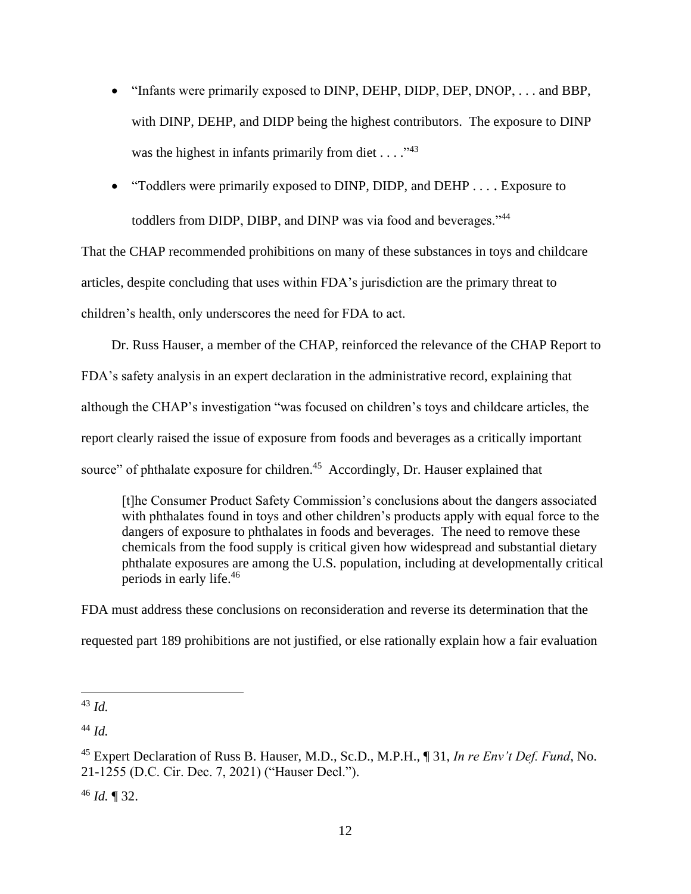- "Infants were primarily exposed to DINP, DEHP, DIDP, DEP, DNOP, . . . and BBP, with DINP, DEHP, and DIDP being the highest contributors. The exposure to DINP was the highest in infants primarily from diet . . . ."[43]
- "Toddlers were primarily exposed to DINP, DIDP, and DEHP . . . . Exposure to toddlers from DIDP, DIBP, and DINP was via food and beverages."[44]

That the CHAP recommended prohibitions on many of these substances in toys and childcare articles, despite concluding that uses within FDA's jurisdiction are the primary threat to children's health, only underscores the need for FDA to act.

Dr. Russ Hauser, a member of the CHAP, reinforced the relevance of the CHAP Report to FDA's safety analysis in an expert declaration in the administrative record, explaining that although the CHAP's investigation "was focused on children's toys and childcare articles, the report clearly raised the issue of exposure from foods and beverages as a critically important source" of phthalate exposure for children.[45] Accordingly, Dr. Hauser explained that

> [t]he Consumer Product Safety Commission's conclusions about the dangers associated with phthalates found in toys and other children's products apply with equal force to the dangers of exposure to phthalates in foods and beverages. The need to remove these chemicals from the food supply is critical given how widespread and substantial dietary phthalate exposures are among the U.S. population, including at developmentally critical periods in early life.[46]

FDA must address these conclusions on reconsideration and reverse its determination that the requested part 189 prohibitions are not justified, or else rationally explain how a fair evaluation

---

[43] *Id.*

[44] *Id.*

[45] Expert Declaration of Russ B. Hauser, M.D., Sc.D., M.P.H., ¶ 31, *In re Env't Def. Fund*, No. 21-1255 (D.C. Cir. Dec. 7, 2021) ("Hauser Decl.").

[46] *Id.* ¶ 32.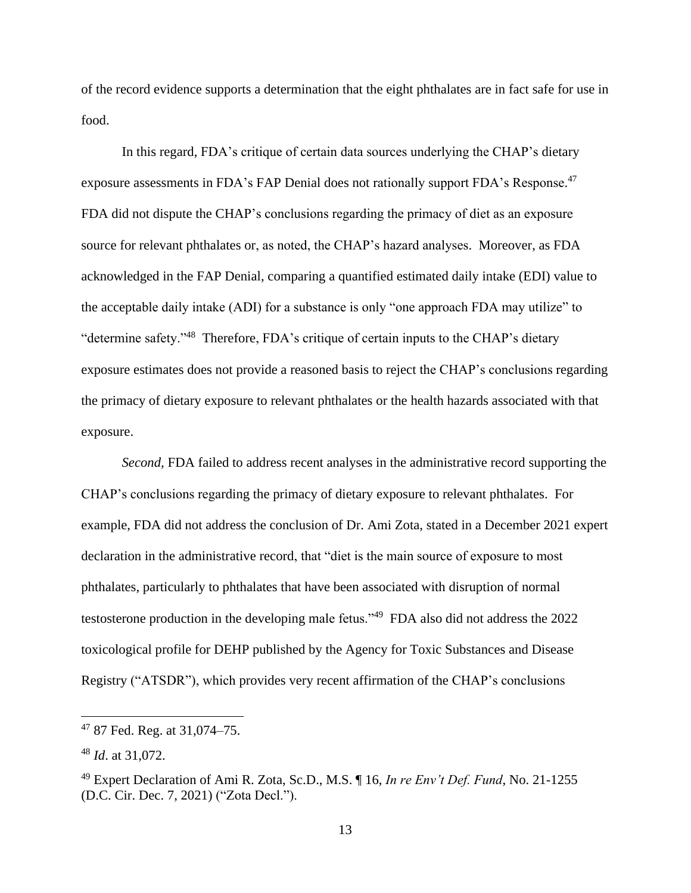of the record evidence supports a determination that the eight phthalates are in fact safe for use in food.

In this regard, FDA's critique of certain data sources underlying the CHAP's dietary exposure assessments in FDA's FAP Denial does not rationally support FDA's Response.[47] FDA did not dispute the CHAP's conclusions regarding the primacy of diet as an exposure source for relevant phthalates or, as noted, the CHAP's hazard analyses. Moreover, as FDA acknowledged in the FAP Denial, comparing a quantified estimated daily intake (EDI) value to the acceptable daily intake (ADI) for a substance is only "one approach FDA may utilize" to "determine safety."[48] Therefore, FDA's critique of certain inputs to the CHAP's dietary exposure estimates does not provide a reasoned basis to reject the CHAP's conclusions regarding the primacy of dietary exposure to relevant phthalates or the health hazards associated with that exposure.

*Second,* FDA failed to address recent analyses in the administrative record supporting the CHAP's conclusions regarding the primacy of dietary exposure to relevant phthalates. For example, FDA did not address the conclusion of Dr. Ami Zota, stated in a December 2021 expert declaration in the administrative record, that "diet is the main source of exposure to most phthalates, particularly to phthalates that have been associated with disruption of normal testosterone production in the developing male fetus."[49] FDA also did not address the 2022 toxicological profile for DEHP published by the Agency for Toxic Substances and Disease Registry ("ATSDR"), which provides very recent affirmation of the CHAP's conclusions

---

[47] 87 Fed. Reg. at 31,074–75.

[48] *Id*. at 31,072.

[49] Expert Declaration of Ami R. Zota, Sc.D., M.S. ¶ 16, *In re Env't Def. Fund*, No. 21-1255 (D.C. Cir. Dec. 7, 2021) ("Zota Decl.").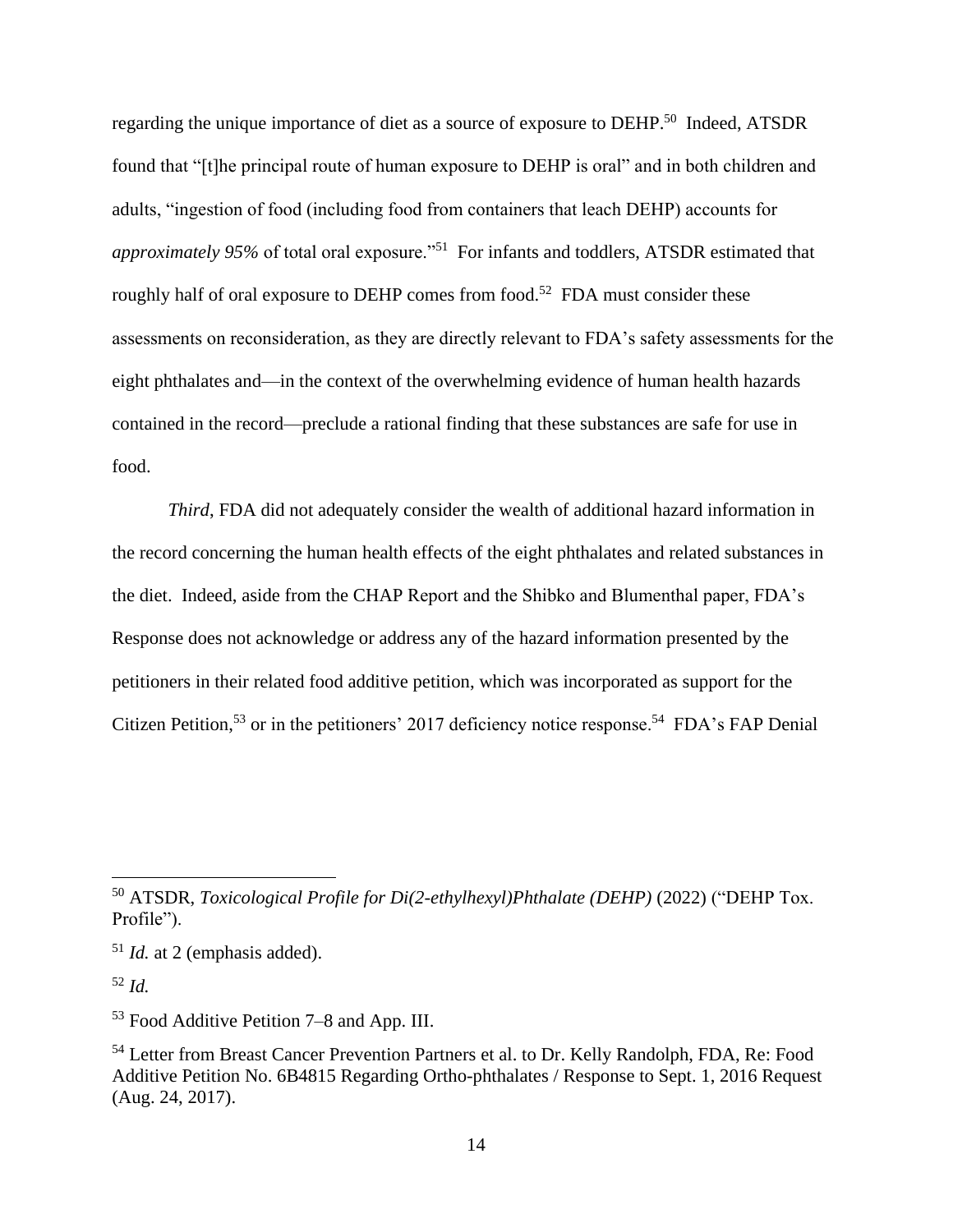regarding the unique importance of diet as a source of exposure to DEHP.[50] Indeed, ATSDR found that "[t]he principal route of human exposure to DEHP is oral" and in both children and adults, "ingestion of food (including food from containers that leach DEHP) accounts for *approximately 95%* of total oral exposure."[51] For infants and toddlers, ATSDR estimated that roughly half of oral exposure to DEHP comes from food.[52] FDA must consider these assessments on reconsideration, as they are directly relevant to FDA's safety assessments for the eight phthalates and—in the context of the overwhelming evidence of human health hazards contained in the record—preclude a rational finding that these substances are safe for use in food.

*Third*, FDA did not adequately consider the wealth of additional hazard information in the record concerning the human health effects of the eight phthalates and related substances in the diet. Indeed, aside from the CHAP Report and the Shibko and Blumenthal paper, FDA's Response does not acknowledge or address any of the hazard information presented by the petitioners in their related food additive petition, which was incorporated as support for the Citizen Petition,[53] or in the petitioners' 2017 deficiency notice response.[54] FDA's FAP Denial

---

[50] ATSDR, *Toxicological Profile for Di(2-ethylhexyl)Phthalate (DEHP)* (2022) ("DEHP Tox. Profile").

[51] *Id.* at 2 (emphasis added).

[52] *Id.*

[53] Food Additive Petition 7–8 and App. III.

[54] Letter from Breast Cancer Prevention Partners et al. to Dr. Kelly Randolph, FDA, Re: Food Additive Petition No. 6B4815 Regarding Ortho-phthalates / Response to Sept. 1, 2016 Request (Aug. 24, 2017).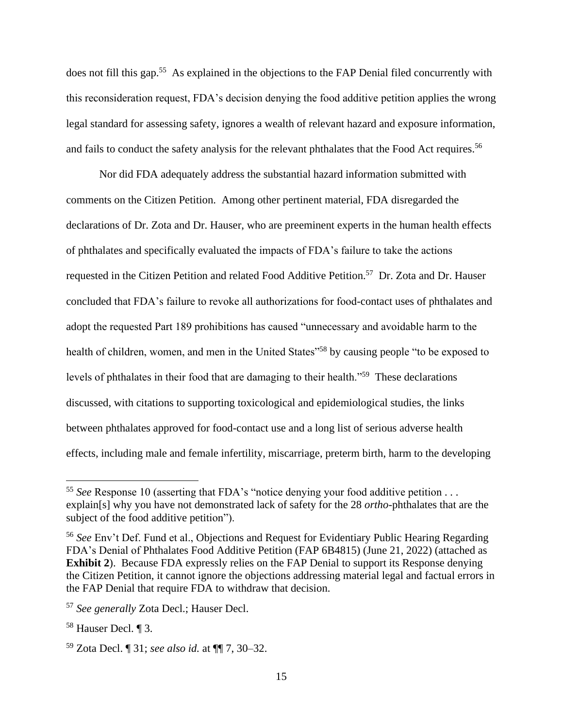does not fill this gap.[55] As explained in the objections to the FAP Denial filed concurrently with this reconsideration request, FDA's decision denying the food additive petition applies the wrong legal standard for assessing safety, ignores a wealth of relevant hazard and exposure information, and fails to conduct the safety analysis for the relevant phthalates that the Food Act requires.[56]

Nor did FDA adequately address the substantial hazard information submitted with comments on the Citizen Petition. Among other pertinent material, FDA disregarded the declarations of Dr. Zota and Dr. Hauser, who are preeminent experts in the human health effects of phthalates and specifically evaluated the impacts of FDA's failure to take the actions requested in the Citizen Petition and related Food Additive Petition.[57] Dr. Zota and Dr. Hauser concluded that FDA's failure to revoke all authorizations for food-contact uses of phthalates and adopt the requested Part 189 prohibitions has caused "unnecessary and avoidable harm to the health of children, women, and men in the United States"[58] by causing people "to be exposed to levels of phthalates in their food that are damaging to their health."[59] These declarations discussed, with citations to supporting toxicological and epidemiological studies, the links between phthalates approved for food-contact use and a long list of serious adverse health effects, including male and female infertility, miscarriage, preterm birth, harm to the developing

---

[55] *See* Response 10 (asserting that FDA's "notice denying your food additive petition . . . explain[s] why you have not demonstrated lack of safety for the 28 *ortho*-phthalates that are the subject of the food additive petition").

[56] *See* Env't Def. Fund et al., Objections and Request for Evidentiary Public Hearing Regarding FDA's Denial of Phthalates Food Additive Petition (FAP 6B4815) (June 21, 2022) (attached as **Exhibit 2**). Because FDA expressly relies on the FAP Denial to support its Response denying the Citizen Petition, it cannot ignore the objections addressing material legal and factual errors in the FAP Denial that require FDA to withdraw that decision.

[57] *See generally* Zota Decl.; Hauser Decl.

[58] Hauser Decl. ¶ 3.

[59] Zota Decl. ¶ 31; *see also id.* at ¶¶ 7, 30–32.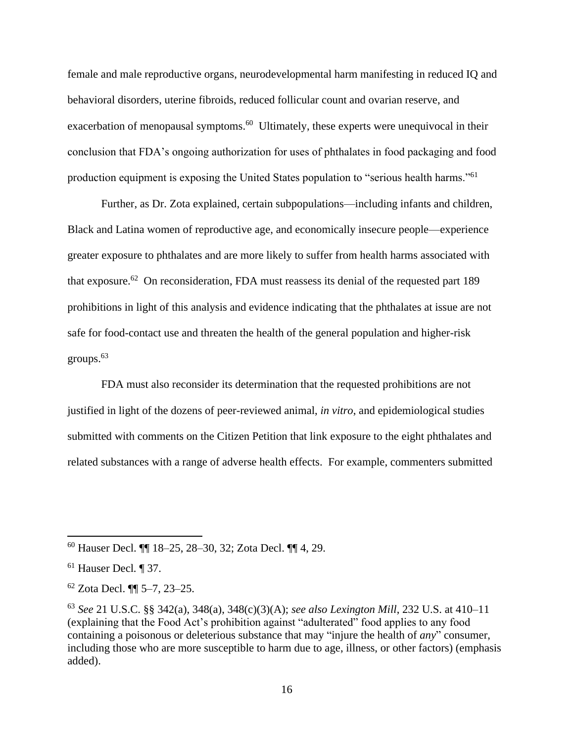female and male reproductive organs, neurodevelopmental harm manifesting in reduced IQ and behavioral disorders, uterine fibroids, reduced follicular count and ovarian reserve, and exacerbation of menopausal symptoms.[60] Ultimately, these experts were unequivocal in their conclusion that FDA's ongoing authorization for uses of phthalates in food packaging and food production equipment is exposing the United States population to "serious health harms."[61]

Further, as Dr. Zota explained, certain subpopulations—including infants and children, Black and Latina women of reproductive age, and economically insecure people—experience greater exposure to phthalates and are more likely to suffer from health harms associated with that exposure.[62] On reconsideration, FDA must reassess its denial of the requested part 189 prohibitions in light of this analysis and evidence indicating that the phthalates at issue are not safe for food-contact use and threaten the health of the general population and higher-risk groups.[63]

FDA must also reconsider its determination that the requested prohibitions are not justified in light of the dozens of peer-reviewed animal, *in vitro*, and epidemiological studies submitted with comments on the Citizen Petition that link exposure to the eight phthalates and related substances with a range of adverse health effects. For example, commenters submitted

---

[60] Hauser Decl. ¶¶ 18–25, 28–30, 32; Zota Decl. ¶¶ 4, 29.

[61] Hauser Decl. ¶ 37.

[62] Zota Decl. ¶¶ 5–7, 23–25.

[63] *See* 21 U.S.C. §§ 342(a), 348(a), 348(c)(3)(A); *see also Lexington Mill*, 232 U.S. at 410–11 (explaining that the Food Act's prohibition against "adulterated" food applies to any food containing a poisonous or deleterious substance that may "injure the health of *any*" consumer, including those who are more susceptible to harm due to age, illness, or other factors) (emphasis added).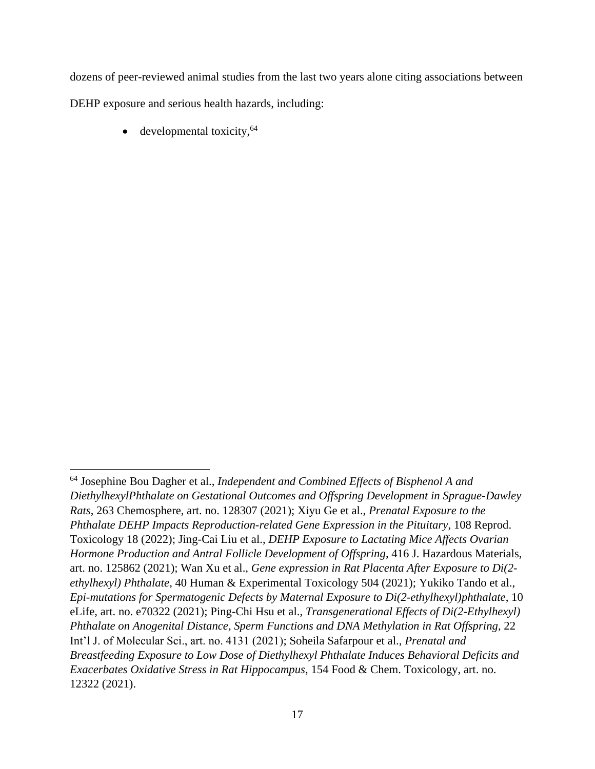dozens of peer-reviewed animal studies from the last two years alone citing associations between DEHP exposure and serious health hazards, including:

- developmental toxicity,[64]

[64] Josephine Bou Dagher et al., *Independent and Combined Effects of Bisphenol A and DiethylhexylPhthalate on Gestational Outcomes and Offspring Development in Sprague-Dawley Rats*, 263 Chemosphere, art. no. 128307 (2021); Xiyu Ge et al., *Prenatal Exposure to the Phthalate DEHP Impacts Reproduction-related Gene Expression in the Pituitary*, 108 Reprod. Toxicology 18 (2022); Jing-Cai Liu et al., *DEHP Exposure to Lactating Mice Affects Ovarian Hormone Production and Antral Follicle Development of Offspring*, 416 J. Hazardous Materials, art. no. 125862 (2021); Wan Xu et al., *Gene expression in Rat Placenta After Exposure to Di(2-ethylhexyl) Phthalate*, 40 Human & Experimental Toxicology 504 (2021); Yukiko Tando et al., *Epi-mutations for Spermatogenic Defects by Maternal Exposure to Di(2-ethylhexyl)phthalate*, 10 eLife, art. no. e70322 (2021); Ping-Chi Hsu et al., *Transgenerational Effects of Di(2-Ethylhexyl) Phthalate on Anogenital Distance, Sperm Functions and DNA Methylation in Rat Offspring*, 22 Int'l J. of Molecular Sci., art. no. 4131 (2021); Soheila Safarpour et al., *Prenatal and Breastfeeding Exposure to Low Dose of Diethylhexyl Phthalate Induces Behavioral Deficits and Exacerbates Oxidative Stress in Rat Hippocampus*, 154 Food & Chem. Toxicology, art. no. 12322 (2021).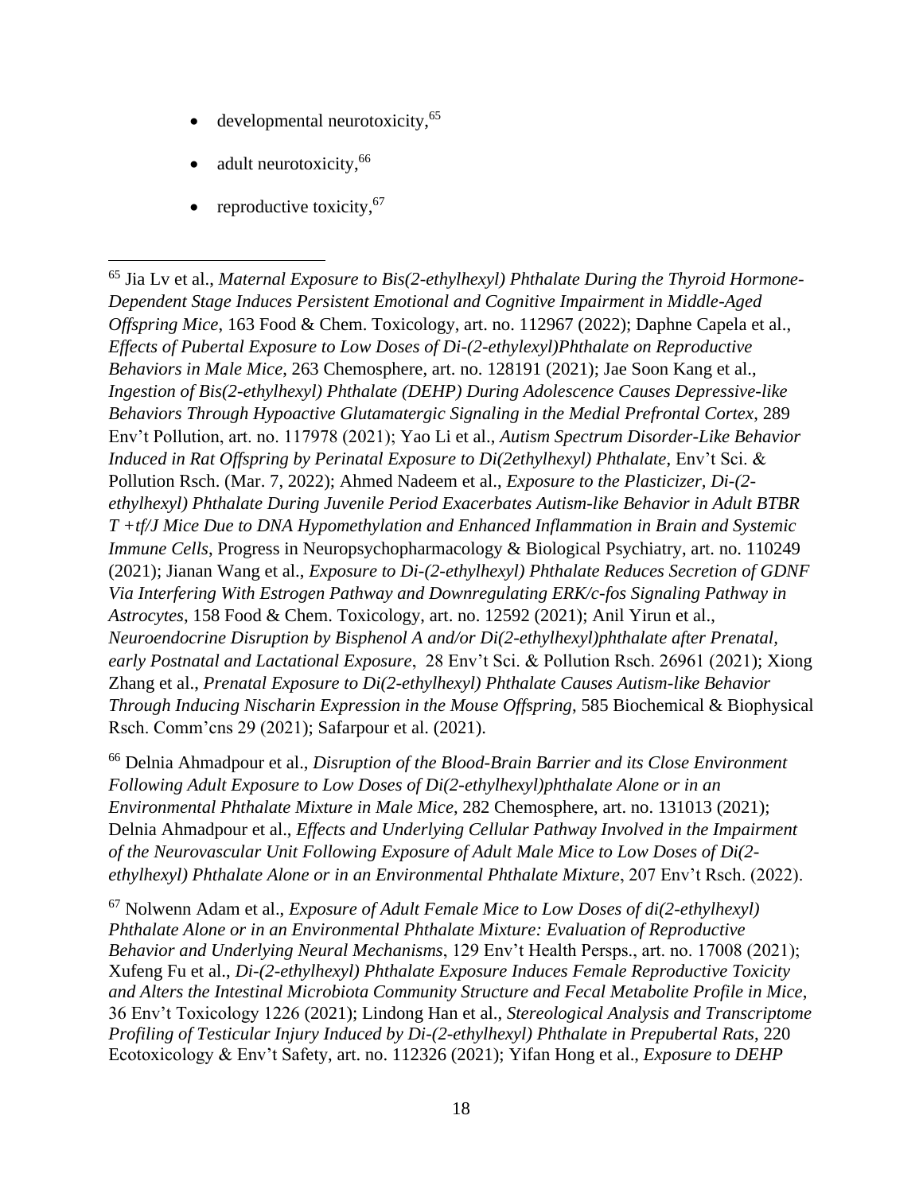- developmental neurotoxicity,[65]
- adult neurotoxicity,[66]
- reproductive toxicity,[67]

---

[65] Jia Lv et al., *Maternal Exposure to Bis(2-ethylhexyl) Phthalate During the Thyroid Hormone-Dependent Stage Induces Persistent Emotional and Cognitive Impairment in Middle-Aged Offspring Mice*, 163 Food & Chem. Toxicology, art. no. 112967 (2022); Daphne Capela et al., *Effects of Pubertal Exposure to Low Doses of Di-(2-ethylexyl)Phthalate on Reproductive Behaviors in Male Mice*, 263 Chemosphere, art. no. 128191 (2021); Jae Soon Kang et al., *Ingestion of Bis(2-ethylhexyl) Phthalate (DEHP) During Adolescence Causes Depressive-like Behaviors Through Hypoactive Glutamatergic Signaling in the Medial Prefrontal Cortex*, 289 Env't Pollution, art. no. 117978 (2021); Yao Li et al., *Autism Spectrum Disorder-Like Behavior Induced in Rat Offspring by Perinatal Exposure to Di(2ethylhexyl) Phthalate*, Env't Sci. & Pollution Rsch. (Mar. 7, 2022); Ahmed Nadeem et al., *Exposure to the Plasticizer, Di-(2-ethylhexyl) Phthalate During Juvenile Period Exacerbates Autism-like Behavior in Adult BTBR T +tf/J Mice Due to DNA Hypomethylation and Enhanced Inflammation in Brain and Systemic Immune Cells*, Progress in Neuropsychopharmacology & Biological Psychiatry, art. no. 110249 (2021); Jianan Wang et al., *Exposure to Di-(2-ethylhexyl) Phthalate Reduces Secretion of GDNF Via Interfering With Estrogen Pathway and Downregulating ERK/c-fos Signaling Pathway in Astrocytes*, 158 Food & Chem. Toxicology, art. no. 12592 (2021); Anil Yirun et al., *Neuroendocrine Disruption by Bisphenol A and/or Di(2-ethylhexyl)phthalate after Prenatal, early Postnatal and Lactational Exposure*, 28 Env't Sci. & Pollution Rsch. 26961 (2021); Xiong Zhang et al., *Prenatal Exposure to Di(2-ethylhexyl) Phthalate Causes Autism-like Behavior Through Inducing Nischarin Expression in the Mouse Offspring*, 585 Biochemical & Biophysical Rsch. Comm'cns 29 (2021); Safarpour et al. (2021).

[66] Delnia Ahmadpour et al., *Disruption of the Blood-Brain Barrier and its Close Environment Following Adult Exposure to Low Doses of Di(2-ethylhexyl)phthalate Alone or in an Environmental Phthalate Mixture in Male Mice*, 282 Chemosphere, art. no. 131013 (2021); Delnia Ahmadpour et al., *Effects and Underlying Cellular Pathway Involved in the Impairment of the Neurovascular Unit Following Exposure of Adult Male Mice to Low Doses of Di(2-ethylhexyl) Phthalate Alone or in an Environmental Phthalate Mixture*, 207 Env't Rsch. (2022).

[67] Nolwenn Adam et al., *Exposure of Adult Female Mice to Low Doses of di(2-ethylhexyl) Phthalate Alone or in an Environmental Phthalate Mixture: Evaluation of Reproductive Behavior and Underlying Neural Mechanisms*, 129 Env't Health Persps., art. no. 17008 (2021); Xufeng Fu et al., *Di-(2-ethylhexyl) Phthalate Exposure Induces Female Reproductive Toxicity and Alters the Intestinal Microbiota Community Structure and Fecal Metabolite Profile in Mice*, 36 Env't Toxicology 1226 (2021); Lindong Han et al., *Stereological Analysis and Transcriptome Profiling of Testicular Injury Induced by Di-(2-ethylhexyl) Phthalate in Prepubertal Rats*, 220 Ecotoxicology & Env't Safety, art. no. 112326 (2021); Yifan Hong et al., *Exposure to DEHP*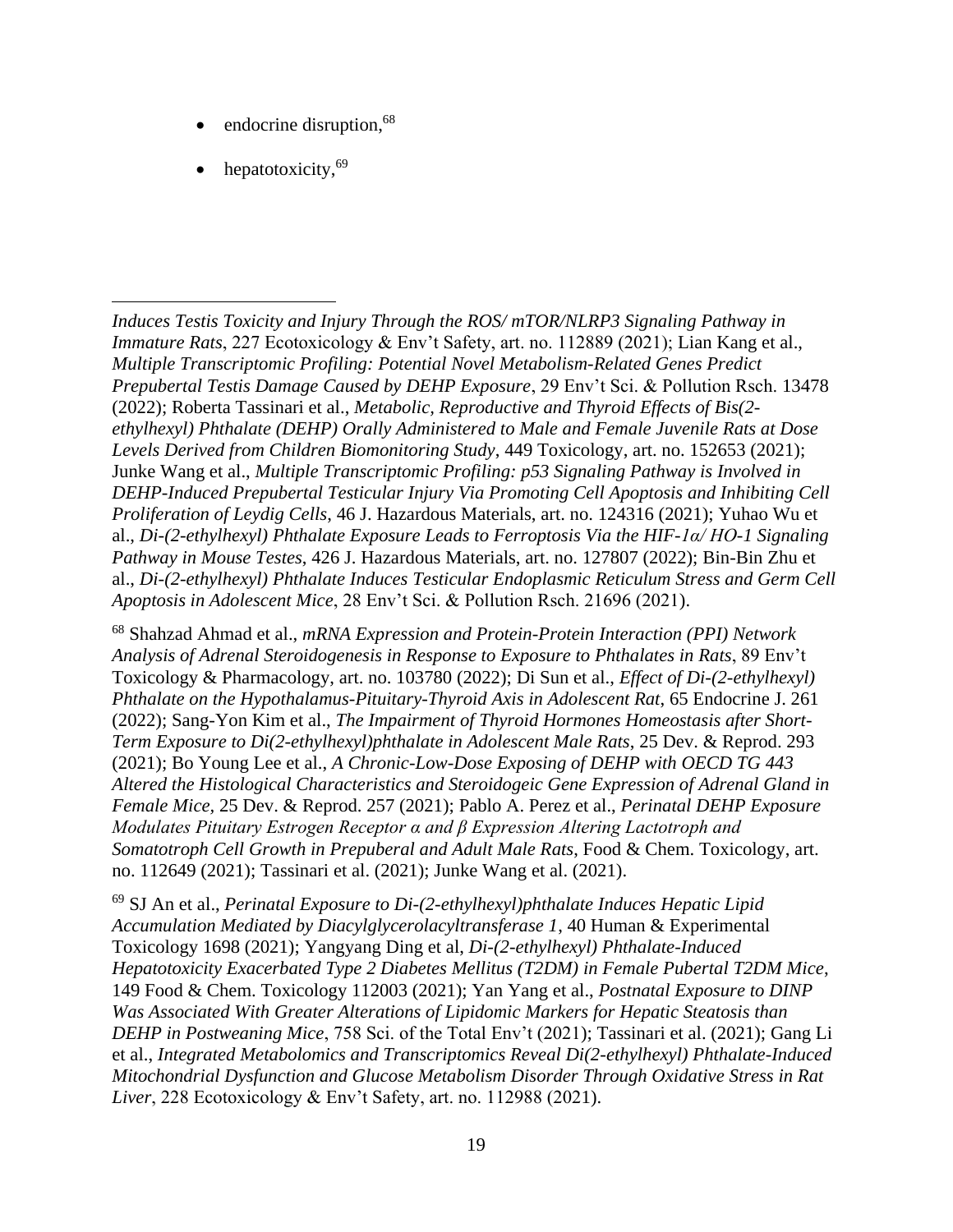- endocrine disruption,[68]
- hepatotoxicity,[69]

---

*Induces Testis Toxicity and Injury Through the ROS/ mTOR/NLRP3 Signaling Pathway in Immature Rats*, 227 Ecotoxicology & Env't Safety, art. no. 112889 (2021); Lian Kang et al., *Multiple Transcriptomic Profiling: Potential Novel Metabolism-Related Genes Predict Prepubertal Testis Damage Caused by DEHP Exposure*, 29 Env't Sci. & Pollution Rsch. 13478 (2022); Roberta Tassinari et al., *Metabolic, Reproductive and Thyroid Effects of Bis(2-ethylhexyl) Phthalate (DEHP) Orally Administered to Male and Female Juvenile Rats at Dose Levels Derived from Children Biomonitoring Study*, 449 Toxicology, art. no. 152653 (2021); Junke Wang et al., *Multiple Transcriptomic Profiling: p53 Signaling Pathway is Involved in DEHP-Induced Prepubertal Testicular Injury Via Promoting Cell Apoptosis and Inhibiting Cell Proliferation of Leydig Cells*, 46 J. Hazardous Materials, art. no. 124316 (2021); Yuhao Wu et al., *Di-(2-ethylhexyl) Phthalate Exposure Leads to Ferroptosis Via the HIF-1α/ HO-1 Signaling Pathway in Mouse Testes*, 426 J. Hazardous Materials, art. no. 127807 (2022); Bin-Bin Zhu et al., *Di-(2-ethylhexyl) Phthalate Induces Testicular Endoplasmic Reticulum Stress and Germ Cell Apoptosis in Adolescent Mice*, 28 Env't Sci. & Pollution Rsch. 21696 (2021).

[68] Shahzad Ahmad et al., *mRNA Expression and Protein-Protein Interaction (PPI) Network Analysis of Adrenal Steroidogenesis in Response to Exposure to Phthalates in Rats*, 89 Env't Toxicology & Pharmacology, art. no. 103780 (2022); Di Sun et al., *Effect of Di-(2-ethylhexyl) Phthalate on the Hypothalamus-Pituitary-Thyroid Axis in Adolescent Rat*, 65 Endocrine J. 261 (2022); Sang-Yon Kim et al., *The Impairment of Thyroid Hormones Homeostasis after Short-Term Exposure to Di(2-ethylhexyl)phthalate in Adolescent Male Rats*, 25 Dev. & Reprod. 293 (2021); Bo Young Lee et al., *A Chronic-Low-Dose Exposing of DEHP with OECD TG 443 Altered the Histological Characteristics and Steroidogeic Gene Expression of Adrenal Gland in Female Mice*, 25 Dev. & Reprod. 257 (2021); Pablo A. Perez et al., *Perinatal DEHP Exposure Modulates Pituitary Estrogen Receptor α and β Expression Altering Lactotroph and Somatotroph Cell Growth in Prepuberal and Adult Male Rats*, Food & Chem. Toxicology, art. no. 112649 (2021); Tassinari et al. (2021); Junke Wang et al. (2021).

[69] SJ An et al., *Perinatal Exposure to Di-(2-ethylhexyl)phthalate Induces Hepatic Lipid Accumulation Mediated by Diacylglycerolacyltransferase 1*, 40 Human & Experimental Toxicology 1698 (2021); Yangyang Ding et al, *Di-(2-ethylhexyl) Phthalate-Induced Hepatotoxicity Exacerbated Type 2 Diabetes Mellitus (T2DM) in Female Pubertal T2DM Mice*, 149 Food & Chem. Toxicology 112003 (2021); Yan Yang et al., *Postnatal Exposure to DINP Was Associated With Greater Alterations of Lipidomic Markers for Hepatic Steatosis than DEHP in Postweaning Mice*, 758 Sci. of the Total Env't (2021); Tassinari et al. (2021); Gang Li et al., *Integrated Metabolomics and Transcriptomics Reveal Di(2-ethylhexyl) Phthalate-Induced Mitochondrial Dysfunction and Glucose Metabolism Disorder Through Oxidative Stress in Rat Liver*, 228 Ecotoxicology & Env't Safety, art. no. 112988 (2021).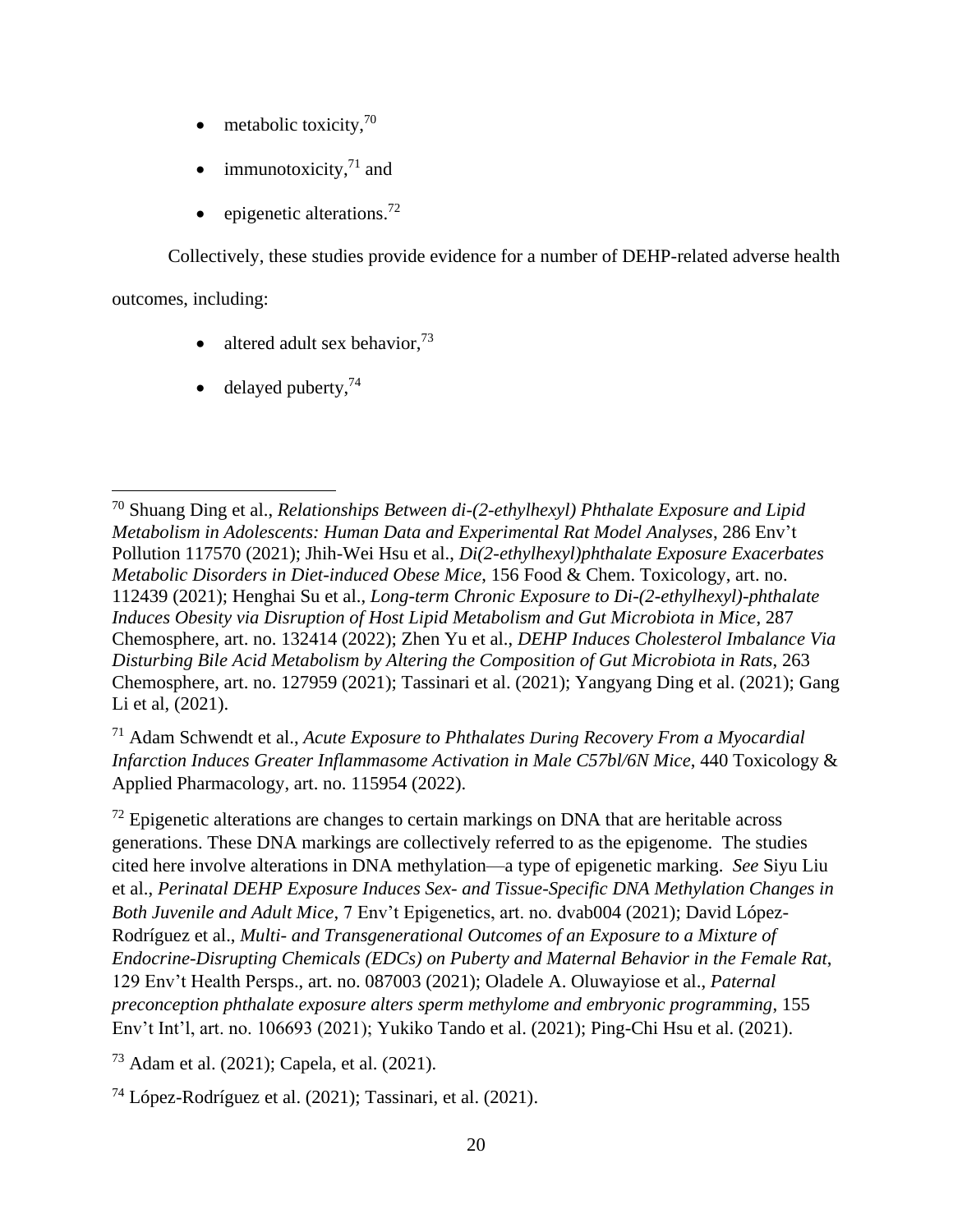- metabolic toxicity,[70]
- immunotoxicity,[71] and
- epigenetic alterations.[72]

Collectively, these studies provide evidence for a number of DEHP-related adverse health outcomes, including:

- altered adult sex behavior,[73]
- delayed puberty,[74]

---

[70] Shuang Ding et al., *Relationships Between di-(2-ethylhexyl) Phthalate Exposure and Lipid Metabolism in Adolescents: Human Data and Experimental Rat Model Analyses*, 286 Env't Pollution 117570 (2021); Jhih-Wei Hsu et al., *Di(2-ethylhexyl)phthalate Exposure Exacerbates Metabolic Disorders in Diet-induced Obese Mice*, 156 Food & Chem. Toxicology, art. no. 112439 (2021); Henghai Su et al., *Long-term Chronic Exposure to Di-(2-ethylhexyl)-phthalate Induces Obesity via Disruption of Host Lipid Metabolism and Gut Microbiota in Mice*, 287 Chemosphere, art. no. 132414 (2022); Zhen Yu et al., *DEHP Induces Cholesterol Imbalance Via Disturbing Bile Acid Metabolism by Altering the Composition of Gut Microbiota in Rats*, 263 Chemosphere, art. no. 127959 (2021); Tassinari et al. (2021); Yangyang Ding et al. (2021); Gang Li et al, (2021).

[71] Adam Schwendt et al., *Acute Exposure to Phthalates During Recovery From a Myocardial Infarction Induces Greater Inflammasome Activation in Male C57bl/6N Mice*, 440 Toxicology & Applied Pharmacology, art. no. 115954 (2022).

[72] Epigenetic alterations are changes to certain markings on DNA that are heritable across generations. These DNA markings are collectively referred to as the epigenome. The studies cited here involve alterations in DNA methylation—a type of epigenetic marking. *See* Siyu Liu et al., *Perinatal DEHP Exposure Induces Sex- and Tissue-Specific DNA Methylation Changes in Both Juvenile and Adult Mice*, 7 Env't Epigenetics, art. no. dvab004 (2021); David López-Rodríguez et al., *Multi- and Transgenerational Outcomes of an Exposure to a Mixture of Endocrine-Disrupting Chemicals (EDCs) on Puberty and Maternal Behavior in the Female Rat*, 129 Env't Health Persps., art. no. 087003 (2021); Oladele A. Oluwayiose et al., *Paternal preconception phthalate exposure alters sperm methylome and embryonic programming*, 155 Env't Int'l, art. no. 106693 (2021); Yukiko Tando et al. (2021); Ping-Chi Hsu et al. (2021).

[73] Adam et al. (2021); Capela, et al. (2021).

[74] López-Rodríguez et al. (2021); Tassinari, et al. (2021).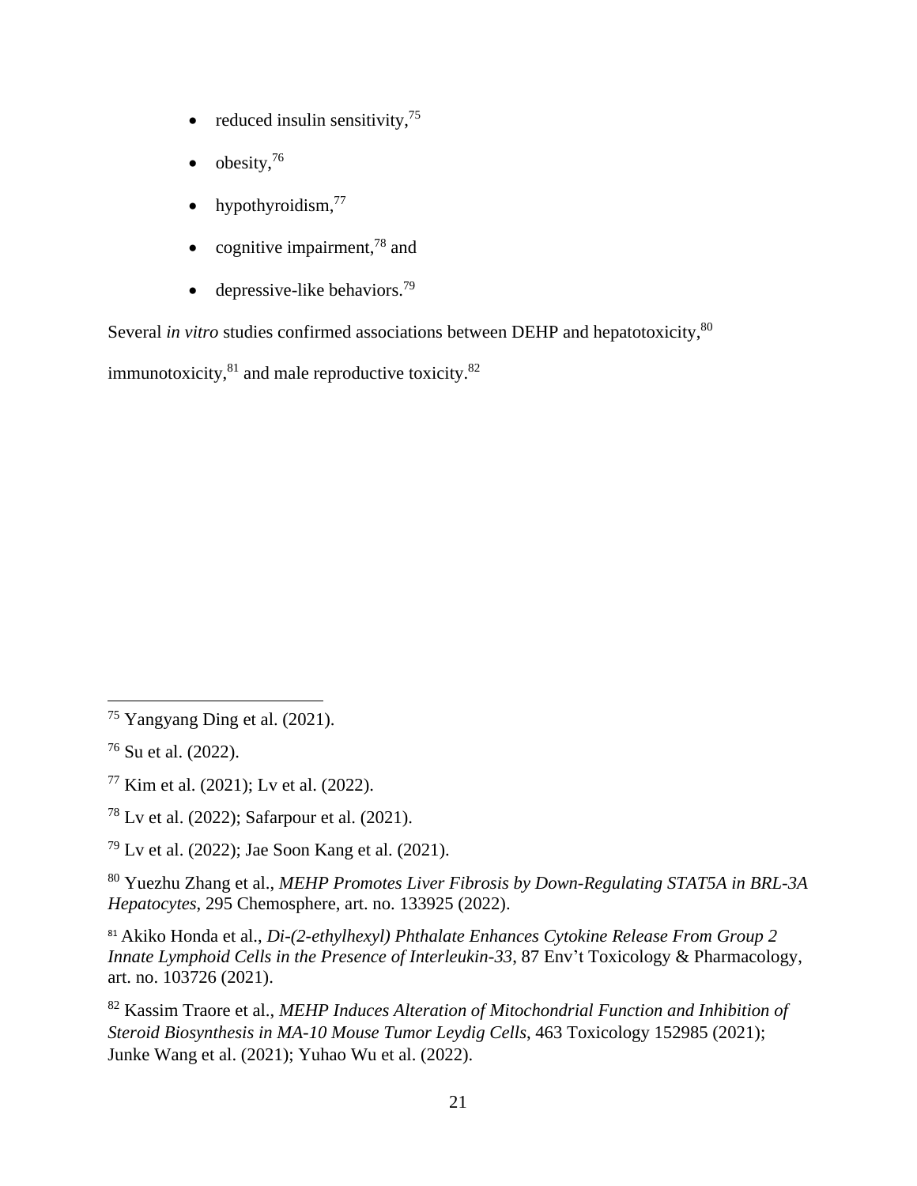- reduced insulin sensitivity,[75]
- obesity,[76]
- hypothyroidism,[77]
- cognitive impairment,[78] and
- depressive-like behaviors.[79]

Several *in vitro* studies confirmed associations between DEHP and hepatotoxicity,[80] immunotoxicity,[81] and male reproductive toxicity.[82]

---

[75] Yangyang Ding et al. (2021).

[76] Su et al. (2022).

[77] Kim et al. (2021); Lv et al. (2022).

[78] Lv et al. (2022); Safarpour et al. (2021).

[79] Lv et al. (2022); Jae Soon Kang et al. (2021).

[80] Yuezhu Zhang et al., *MEHP Promotes Liver Fibrosis by Down-Regulating STAT5A in BRL-3A Hepatocytes*, 295 Chemosphere, art. no. 133925 (2022).

[81] Akiko Honda et al., *Di-(2-ethylhexyl) Phthalate Enhances Cytokine Release From Group 2 Innate Lymphoid Cells in the Presence of Interleukin-33*, 87 Env't Toxicology & Pharmacology, art. no. 103726 (2021).

[82] Kassim Traore et al., *MEHP Induces Alteration of Mitochondrial Function and Inhibition of Steroid Biosynthesis in MA-10 Mouse Tumor Leydig Cells*, 463 Toxicology 152985 (2021); Junke Wang et al. (2021); Yuhao Wu et al. (2022).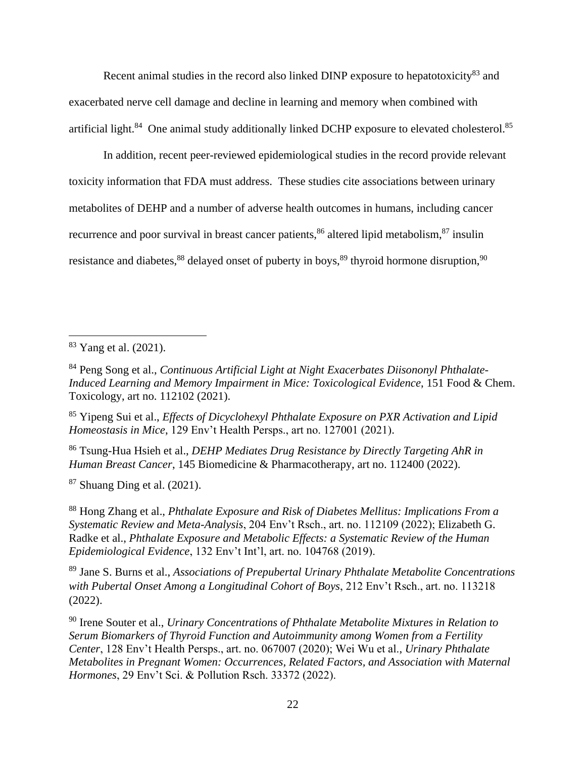Recent animal studies in the record also linked DINP exposure to hepatotoxicity[83] and exacerbated nerve cell damage and decline in learning and memory when combined with artificial light.[84] One animal study additionally linked DCHP exposure to elevated cholesterol.[85]

In addition, recent peer-reviewed epidemiological studies in the record provide relevant toxicity information that FDA must address. These studies cite associations between urinary metabolites of DEHP and a number of adverse health outcomes in humans, including cancer recurrence and poor survival in breast cancer patients,[86] altered lipid metabolism,[87] insulin resistance and diabetes,[88] delayed onset of puberty in boys,[89] thyroid hormone disruption,[90]

---

[83] Yang et al. (2021).

[84] Peng Song et al., *Continuous Artificial Light at Night Exacerbates Diisononyl Phthalate-Induced Learning and Memory Impairment in Mice: Toxicological Evidence*, 151 Food & Chem. Toxicology, art no. 112102 (2021).

[85] Yipeng Sui et al., *Effects of Dicyclohexyl Phthalate Exposure on PXR Activation and Lipid Homeostasis in Mice*, 129 Env't Health Persps., art no. 127001 (2021).

[86] Tsung-Hua Hsieh et al., *DEHP Mediates Drug Resistance by Directly Targeting AhR in Human Breast Cancer*, 145 Biomedicine & Pharmacotherapy, art no. 112400 (2022).

[87] Shuang Ding et al. (2021).

[88] Hong Zhang et al., *Phthalate Exposure and Risk of Diabetes Mellitus: Implications From a Systematic Review and Meta-Analysis*, 204 Env't Rsch., art. no. 112109 (2022); Elizabeth G. Radke et al., *Phthalate Exposure and Metabolic Effects: a Systematic Review of the Human Epidemiological Evidence*, 132 Env't Int'l, art. no. 104768 (2019).

[89] Jane S. Burns et al., *Associations of Prepubertal Urinary Phthalate Metabolite Concentrations with Pubertal Onset Among a Longitudinal Cohort of Boys*, 212 Env't Rsch., art. no. 113218 (2022).

[90] Irene Souter et al., *Urinary Concentrations of Phthalate Metabolite Mixtures in Relation to Serum Biomarkers of Thyroid Function and Autoimmunity among Women from a Fertility Center*, 128 Env't Health Persps., art. no. 067007 (2020); Wei Wu et al., *Urinary Phthalate Metabolites in Pregnant Women: Occurrences, Related Factors, and Association with Maternal Hormones*, 29 Env't Sci. & Pollution Rsch. 33372 (2022).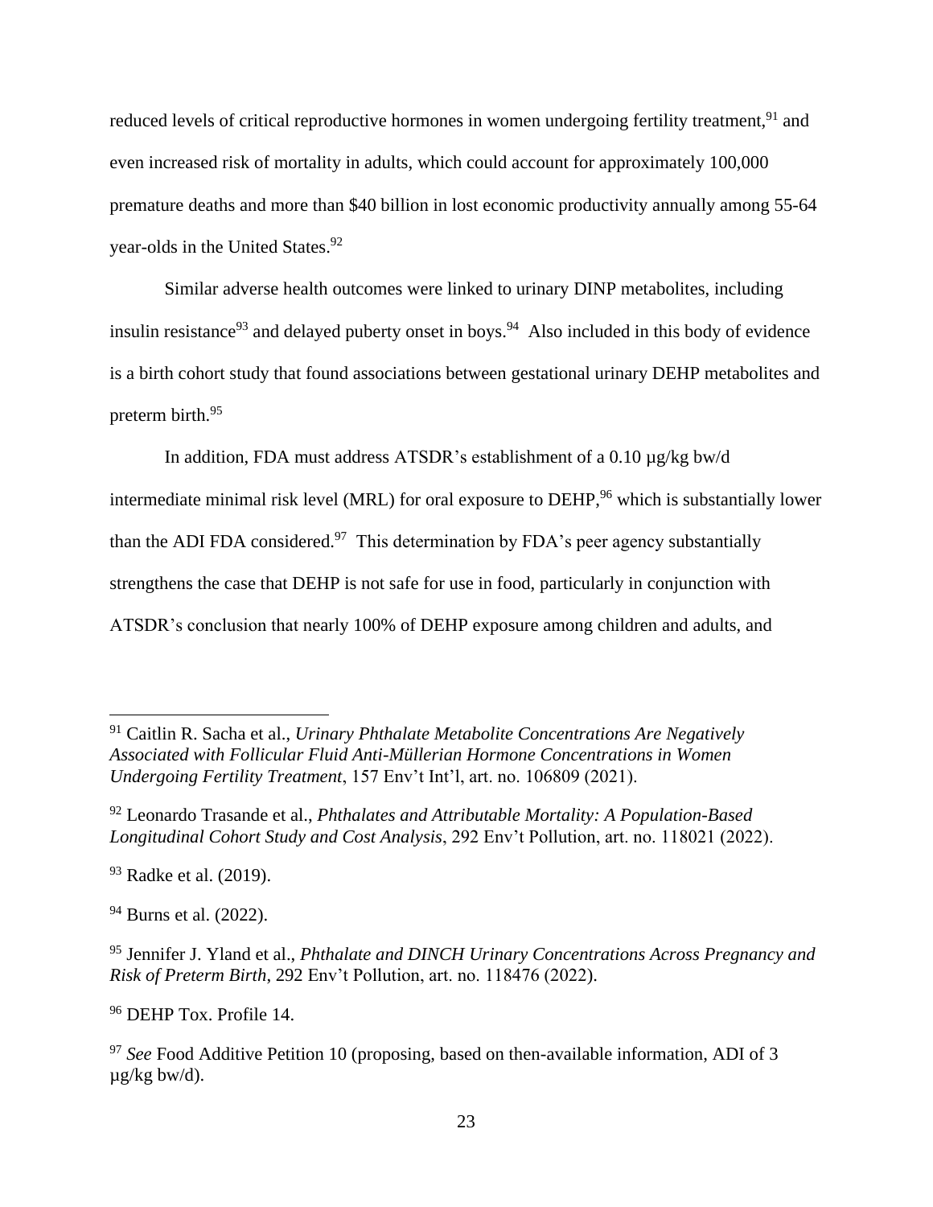reduced levels of critical reproductive hormones in women undergoing fertility treatment,[91] and even increased risk of mortality in adults, which could account for approximately 100,000 premature deaths and more than $40 billion in lost economic productivity annually among 55-64 year-olds in the United States.[92]

Similar adverse health outcomes were linked to urinary DINP metabolites, including insulin resistance[93] and delayed puberty onset in boys.[94] Also included in this body of evidence is a birth cohort study that found associations between gestational urinary DEHP metabolites and preterm birth.[95]

In addition, FDA must address ATSDR's establishment of a 0.10 µg/kg bw/d intermediate minimal risk level (MRL) for oral exposure to DEHP,[96] which is substantially lower than the ADI FDA considered.[97] This determination by FDA's peer agency substantially strengthens the case that DEHP is not safe for use in food, particularly in conjunction with ATSDR's conclusion that nearly 100% of DEHP exposure among children and adults, and

---

[91] Caitlin R. Sacha et al., *Urinary Phthalate Metabolite Concentrations Are Negatively Associated with Follicular Fluid Anti-Müllerian Hormone Concentrations in Women Undergoing Fertility Treatment*, 157 Env't Int'l, art. no. 106809 (2021).

[92] Leonardo Trasande et al., *Phthalates and Attributable Mortality: A Population-Based Longitudinal Cohort Study and Cost Analysis*, 292 Env't Pollution, art. no. 118021 (2022).

[93] Radke et al. (2019).

[94] Burns et al. (2022).

[95] Jennifer J. Yland et al., *Phthalate and DINCH Urinary Concentrations Across Pregnancy and Risk of Preterm Birth*, 292 Env't Pollution, art. no. 118476 (2022).

[96] DEHP Tox. Profile 14.

[97] *See* Food Additive Petition 10 (proposing, based on then-available information, ADI of 3 µg/kg bw/d).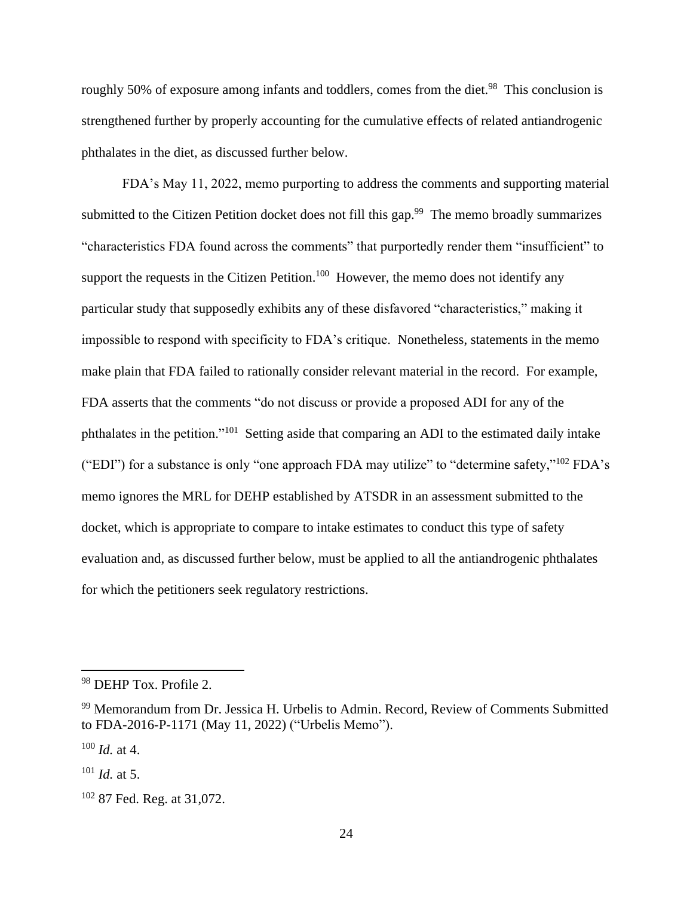roughly 50% of exposure among infants and toddlers, comes from the diet.[98] This conclusion is strengthened further by properly accounting for the cumulative effects of related antiandrogenic phthalates in the diet, as discussed further below.

FDA's May 11, 2022, memo purporting to address the comments and supporting material submitted to the Citizen Petition docket does not fill this gap.[99] The memo broadly summarizes "characteristics FDA found across the comments" that purportedly render them "insufficient" to support the requests in the Citizen Petition.[100] However, the memo does not identify any particular study that supposedly exhibits any of these disfavored "characteristics," making it impossible to respond with specificity to FDA's critique. Nonetheless, statements in the memo make plain that FDA failed to rationally consider relevant material in the record. For example, FDA asserts that the comments "do not discuss or provide a proposed ADI for any of the phthalates in the petition."[101] Setting aside that comparing an ADI to the estimated daily intake ("EDI") for a substance is only "one approach FDA may utilize" to "determine safety,"[102] FDA's memo ignores the MRL for DEHP established by ATSDR in an assessment submitted to the docket, which is appropriate to compare to intake estimates to conduct this type of safety evaluation and, as discussed further below, must be applied to all the antiandrogenic phthalates for which the petitioners seek regulatory restrictions.

---

[98] DEHP Tox. Profile 2.

[99] Memorandum from Dr. Jessica H. Urbelis to Admin. Record, Review of Comments Submitted to FDA-2016-P-1171 (May 11, 2022) ("Urbelis Memo").

[100] *Id.* at 4.

[101] *Id.* at 5.

[102] 87 Fed. Reg. at 31,072.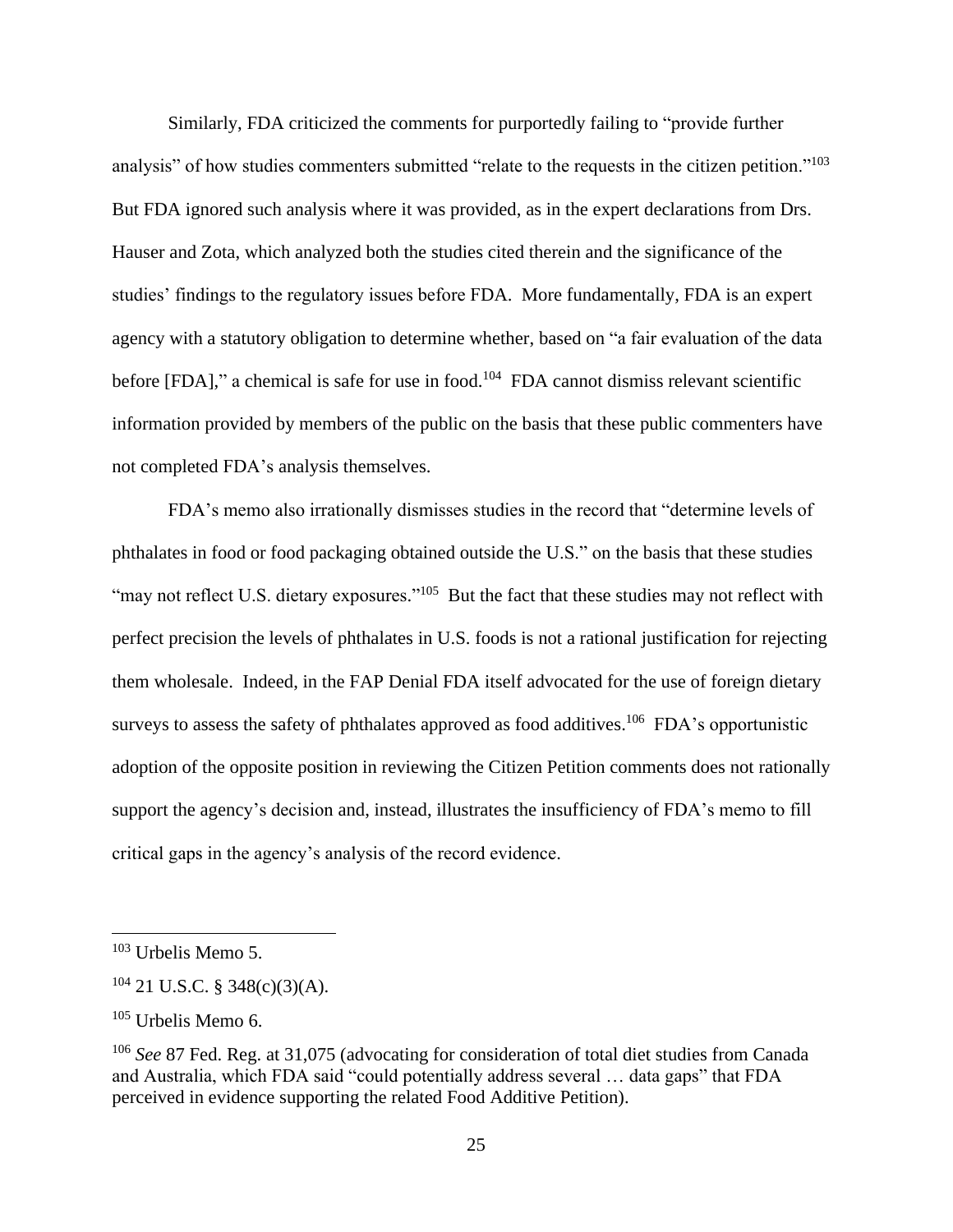Similarly, FDA criticized the comments for purportedly failing to "provide further analysis" of how studies commenters submitted "relate to the requests in the citizen petition."[103] But FDA ignored such analysis where it was provided, as in the expert declarations from Drs. Hauser and Zota, which analyzed both the studies cited therein and the significance of the studies' findings to the regulatory issues before FDA. More fundamentally, FDA is an expert agency with a statutory obligation to determine whether, based on "a fair evaluation of the data before [FDA]," a chemical is safe for use in food.[104] FDA cannot dismiss relevant scientific information provided by members of the public on the basis that these public commenters have not completed FDA's analysis themselves.

FDA's memo also irrationally dismisses studies in the record that "determine levels of phthalates in food or food packaging obtained outside the U.S." on the basis that these studies "may not reflect U.S. dietary exposures."[105] But the fact that these studies may not reflect with perfect precision the levels of phthalates in U.S. foods is not a rational justification for rejecting them wholesale. Indeed, in the FAP Denial FDA itself advocated for the use of foreign dietary surveys to assess the safety of phthalates approved as food additives.[106] FDA's opportunistic adoption of the opposite position in reviewing the Citizen Petition comments does not rationally support the agency's decision and, instead, illustrates the insufficiency of FDA's memo to fill critical gaps in the agency's analysis of the record evidence.

---

[103] Urbelis Memo 5.

[104] 21 U.S.C. § 348(c)(3)(A).

[105] Urbelis Memo 6.

[106] *See* 87 Fed. Reg. at 31,075 (advocating for consideration of total diet studies from Canada and Australia, which FDA said "could potentially address several … data gaps" that FDA perceived in evidence supporting the related Food Additive Petition).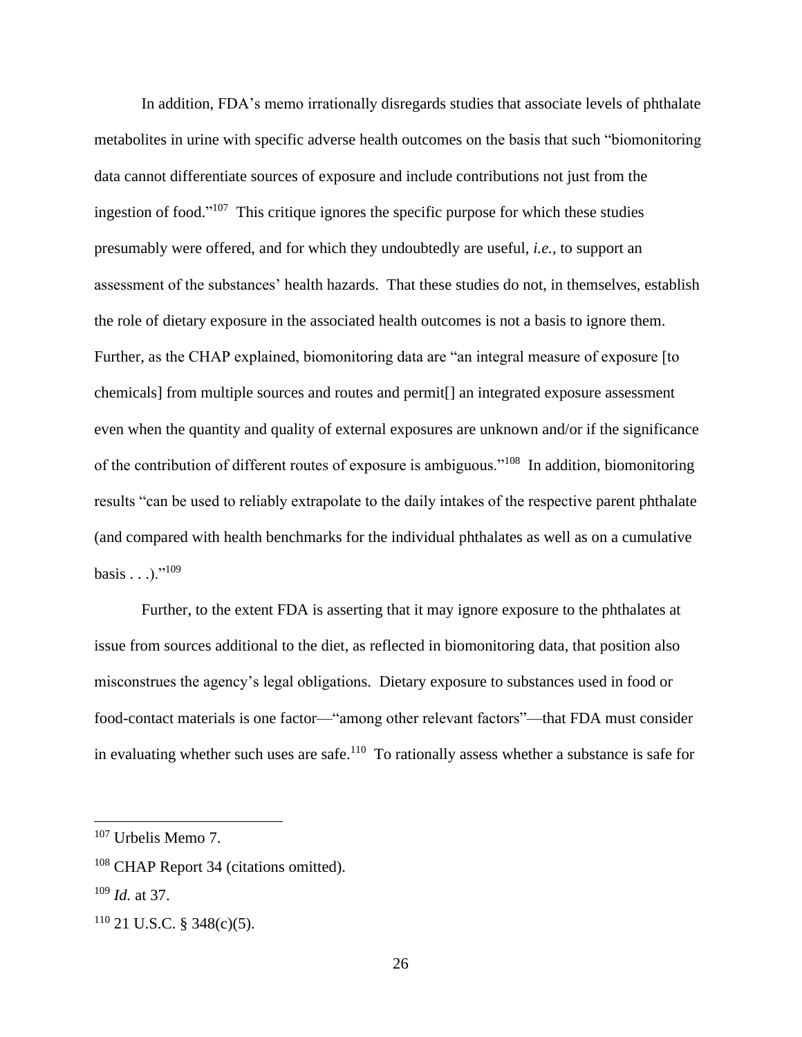In addition, FDA's memo irrationally disregards studies that associate levels of phthalate metabolites in urine with specific adverse health outcomes on the basis that such "biomonitoring data cannot differentiate sources of exposure and include contributions not just from the ingestion of food."[107] This critique ignores the specific purpose for which these studies presumably were offered, and for which they undoubtedly are useful, *i.e.*, to support an assessment of the substances' health hazards. That these studies do not, in themselves, establish the role of dietary exposure in the associated health outcomes is not a basis to ignore them. Further, as the CHAP explained, biomonitoring data are "an integral measure of exposure [to chemicals] from multiple sources and routes and permit[] an integrated exposure assessment even when the quantity and quality of external exposures are unknown and/or if the significance of the contribution of different routes of exposure is ambiguous."[108] In addition, biomonitoring results "can be used to reliably extrapolate to the daily intakes of the respective parent phthalate (and compared with health benchmarks for the individual phthalates as well as on a cumulative basis . . .)."[109]

Further, to the extent FDA is asserting that it may ignore exposure to the phthalates at issue from sources additional to the diet, as reflected in biomonitoring data, that position also misconstrues the agency's legal obligations. Dietary exposure to substances used in food or food-contact materials is one factor—"among other relevant factors"—that FDA must consider in evaluating whether such uses are safe.[110] To rationally assess whether a substance is safe for

---

[107] Urbelis Memo 7.

[108] CHAP Report 34 (citations omitted).

[109] *Id.* at 37.

[110] 21 U.S.C. § 348(c)(5).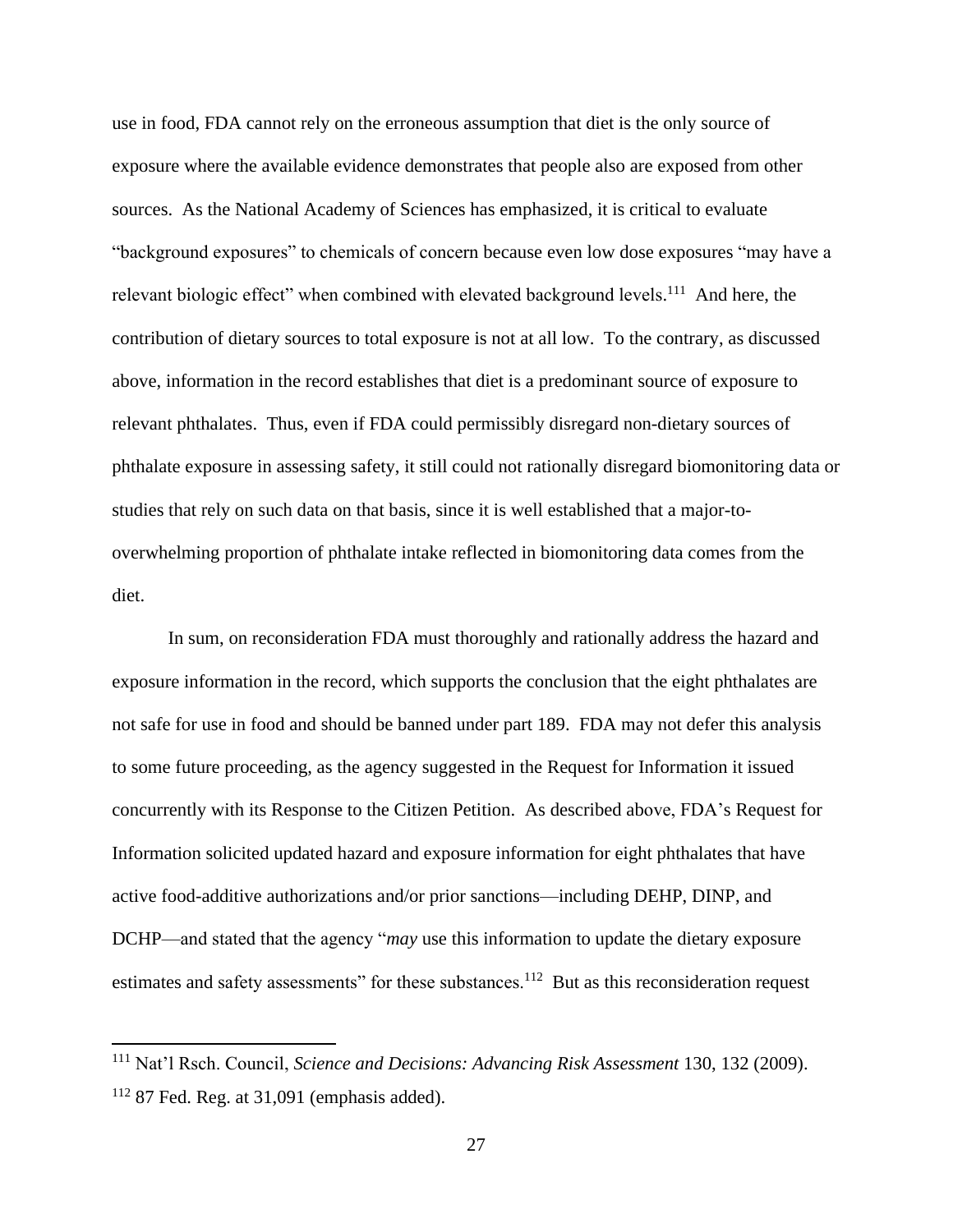use in food, FDA cannot rely on the erroneous assumption that diet is the only source of exposure where the available evidence demonstrates that people also are exposed from other sources. As the National Academy of Sciences has emphasized, it is critical to evaluate "background exposures" to chemicals of concern because even low dose exposures "may have a relevant biologic effect" when combined with elevated background levels.[111] And here, the contribution of dietary sources to total exposure is not at all low. To the contrary, as discussed above, information in the record establishes that diet is a predominant source of exposure to relevant phthalates. Thus, even if FDA could permissibly disregard non-dietary sources of phthalate exposure in assessing safety, it still could not rationally disregard biomonitoring data or studies that rely on such data on that basis, since it is well established that a major-to-overwhelming proportion of phthalate intake reflected in biomonitoring data comes from the diet.

In sum, on reconsideration FDA must thoroughly and rationally address the hazard and exposure information in the record, which supports the conclusion that the eight phthalates are not safe for use in food and should be banned under part 189. FDA may not defer this analysis to some future proceeding, as the agency suggested in the Request for Information it issued concurrently with its Response to the Citizen Petition. As described above, FDA's Request for Information solicited updated hazard and exposure information for eight phthalates that have active food-additive authorizations and/or prior sanctions—including DEHP, DINP, and DCHP—and stated that the agency "*may* use this information to update the dietary exposure estimates and safety assessments" for these substances.[112] But as this reconsideration request

---

[111] Nat'l Rsch. Council, *Science and Decisions: Advancing Risk Assessment* 130, 132 (2009).

[112] 87 Fed. Reg. at 31,091 (emphasis added).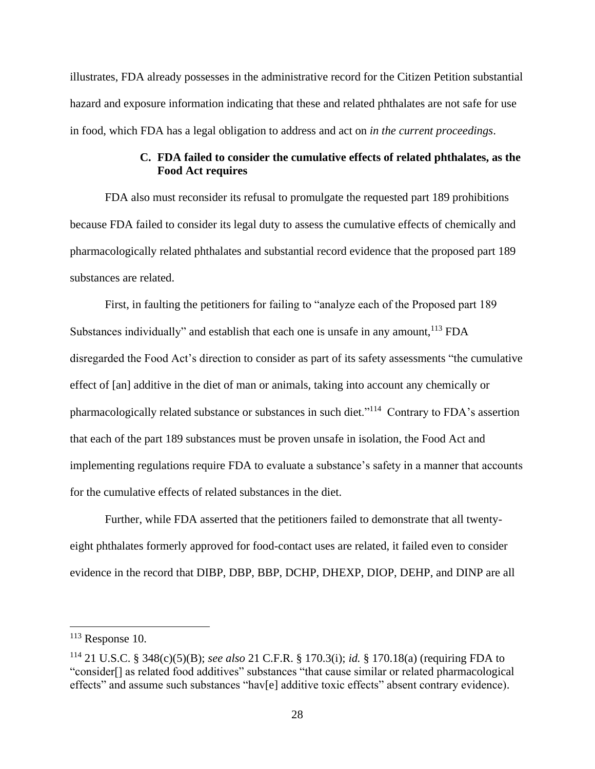illustrates, FDA already possesses in the administrative record for the Citizen Petition substantial hazard and exposure information indicating that these and related phthalates are not safe for use in food, which FDA has a legal obligation to address and act on *in the current proceedings*.

### C. FDA failed to consider the cumulative effects of related phthalates, as the Food Act requires

FDA also must reconsider its refusal to promulgate the requested part 189 prohibitions because FDA failed to consider its legal duty to assess the cumulative effects of chemically and pharmacologically related phthalates and substantial record evidence that the proposed part 189 substances are related.

First, in faulting the petitioners for failing to "analyze each of the Proposed part 189 Substances individually" and establish that each one is unsafe in any amount,[113] FDA disregarded the Food Act's direction to consider as part of its safety assessments "the cumulative effect of [an] additive in the diet of man or animals, taking into account any chemically or pharmacologically related substance or substances in such diet."[114] Contrary to FDA's assertion that each of the part 189 substances must be proven unsafe in isolation, the Food Act and implementing regulations require FDA to evaluate a substance's safety in a manner that accounts for the cumulative effects of related substances in the diet.

Further, while FDA asserted that the petitioners failed to demonstrate that all twenty-eight phthalates formerly approved for food-contact uses are related, it failed even to consider evidence in the record that DIBP, DBP, BBP, DCHP, DHEXP, DIOP, DEHP, and DINP are all

---

[113] Response 10.

[114] 21 U.S.C. § 348(c)(5)(B); *see also* 21 C.F.R. § 170.3(i); *id.* § 170.18(a) (requiring FDA to "consider[] as related food additives" substances "that cause similar or related pharmacological effects" and assume such substances "hav[e] additive toxic effects" absent contrary evidence).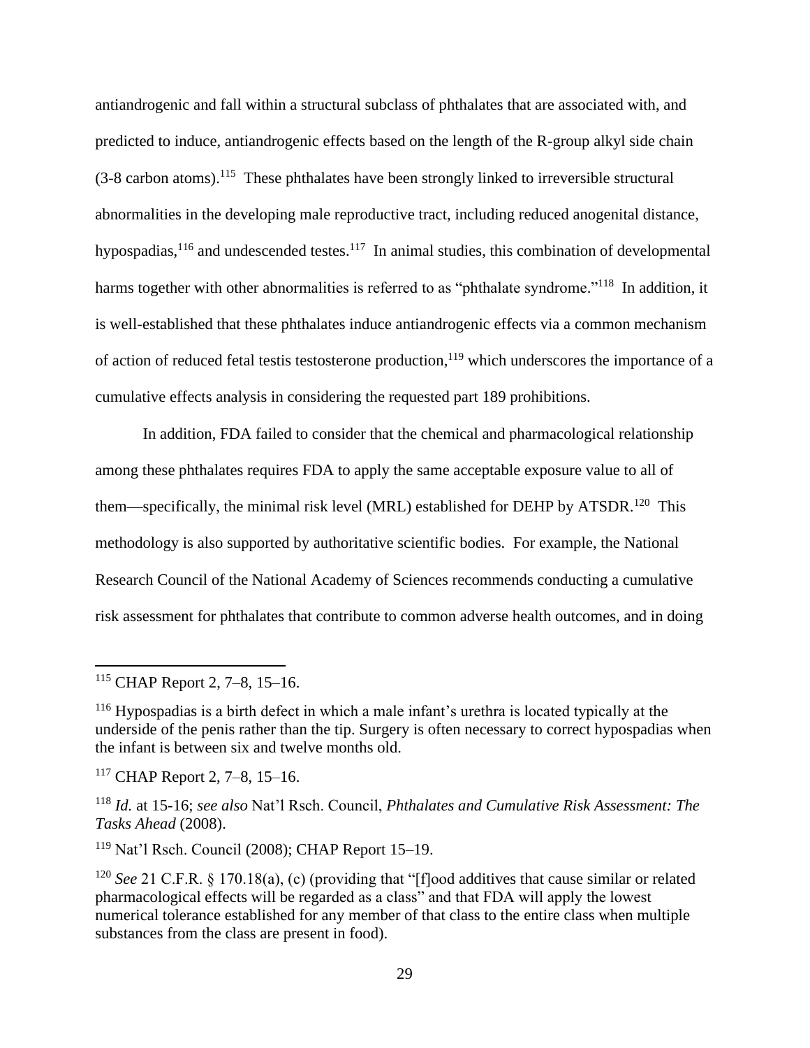antiandrogenic and fall within a structural subclass of phthalates that are associated with, and predicted to induce, antiandrogenic effects based on the length of the R-group alkyl side chain (3-8 carbon atoms).[115] These phthalates have been strongly linked to irreversible structural abnormalities in the developing male reproductive tract, including reduced anogenital distance, hypospadias,[116] and undescended testes.[117] In animal studies, this combination of developmental harms together with other abnormalities is referred to as "phthalate syndrome."[118] In addition, it is well-established that these phthalates induce antiandrogenic effects via a common mechanism of action of reduced fetal testis testosterone production,[119] which underscores the importance of a cumulative effects analysis in considering the requested part 189 prohibitions.

In addition, FDA failed to consider that the chemical and pharmacological relationship among these phthalates requires FDA to apply the same acceptable exposure value to all of them—specifically, the minimal risk level (MRL) established for DEHP by ATSDR.[120] This methodology is also supported by authoritative scientific bodies. For example, the National Research Council of the National Academy of Sciences recommends conducting a cumulative risk assessment for phthalates that contribute to common adverse health outcomes, and in doing

---

[115] CHAP Report 2, 7–8, 15–16.

[116] Hypospadias is a birth defect in which a male infant's urethra is located typically at the underside of the penis rather than the tip. Surgery is often necessary to correct hypospadias when the infant is between six and twelve months old.

[117] CHAP Report 2, 7–8, 15–16.

[118] *Id.* at 15-16; *see also* Nat'l Rsch. Council, *Phthalates and Cumulative Risk Assessment: The Tasks Ahead* (2008).

[119] Nat'l Rsch. Council (2008); CHAP Report 15–19.

[120] *See* 21 C.F.R. § 170.18(a), (c) (providing that "[f]ood additives that cause similar or related pharmacological effects will be regarded as a class" and that FDA will apply the lowest numerical tolerance established for any member of that class to the entire class when multiple substances from the class are present in food).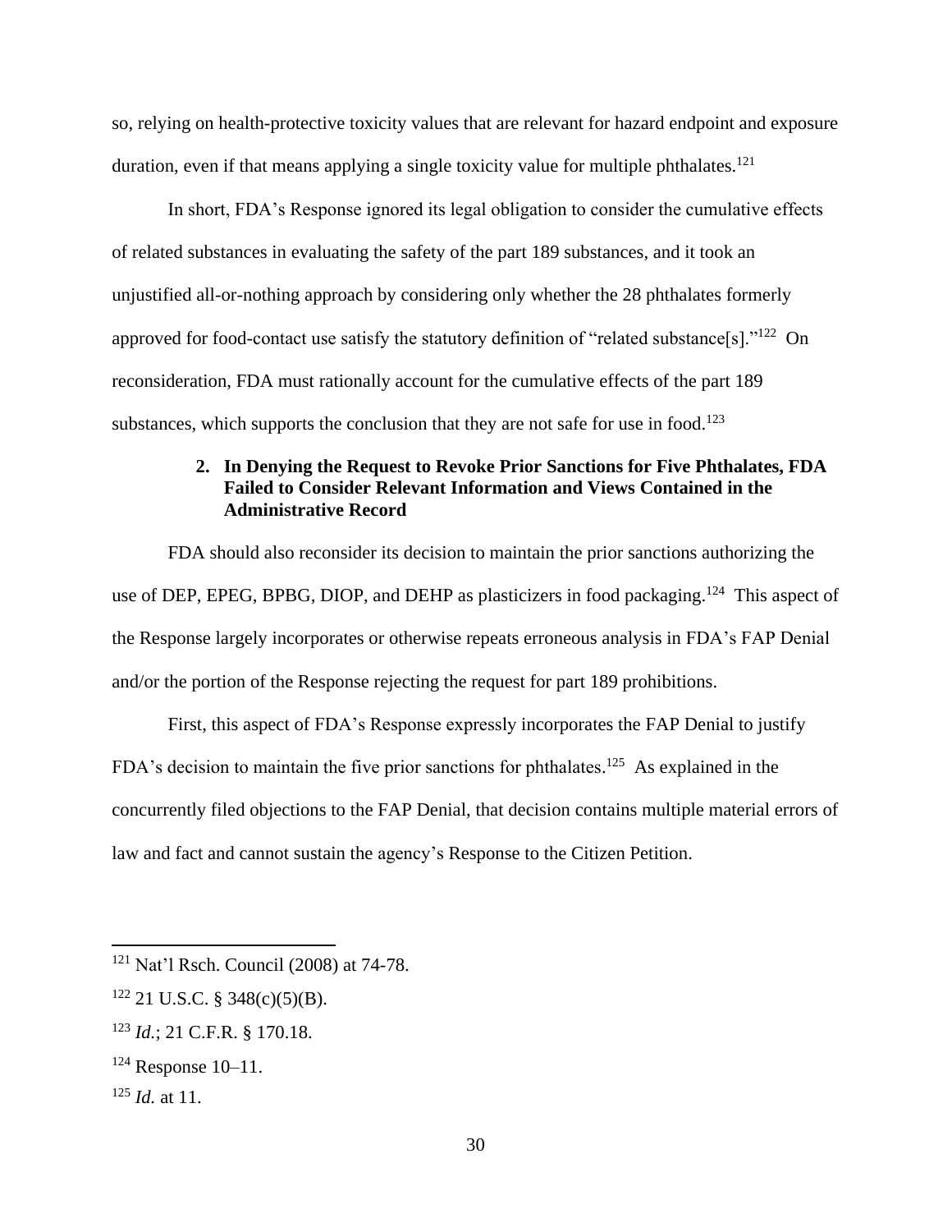so, relying on health-protective toxicity values that are relevant for hazard endpoint and exposure duration, even if that means applying a single toxicity value for multiple phthalates.[121]

In short, FDA's Response ignored its legal obligation to consider the cumulative effects of related substances in evaluating the safety of the part 189 substances, and it took an unjustified all-or-nothing approach by considering only whether the 28 phthalates formerly approved for food-contact use satisfy the statutory definition of "related substance[s]."[122] On reconsideration, FDA must rationally account for the cumulative effects of the part 189 substances, which supports the conclusion that they are not safe for use in food.[123]

#### 2. In Denying the Request to Revoke Prior Sanctions for Five Phthalates, FDA Failed to Consider Relevant Information and Views Contained in the Administrative Record

FDA should also reconsider its decision to maintain the prior sanctions authorizing the use of DEP, EPEG, BPBG, DIOP, and DEHP as plasticizers in food packaging.[124] This aspect of the Response largely incorporates or otherwise repeats erroneous analysis in FDA's FAP Denial and/or the portion of the Response rejecting the request for part 189 prohibitions.

First, this aspect of FDA's Response expressly incorporates the FAP Denial to justify FDA's decision to maintain the five prior sanctions for phthalates.[125] As explained in the concurrently filed objections to the FAP Denial, that decision contains multiple material errors of law and fact and cannot sustain the agency's Response to the Citizen Petition.

---

[121] Nat'l Rsch. Council (2008) at 74-78.

[122] 21 U.S.C. § 348(c)(5)(B).

[123] *Id.*; 21 C.F.R. § 170.18.

[124] Response 10–11.

[125] *Id.* at 11.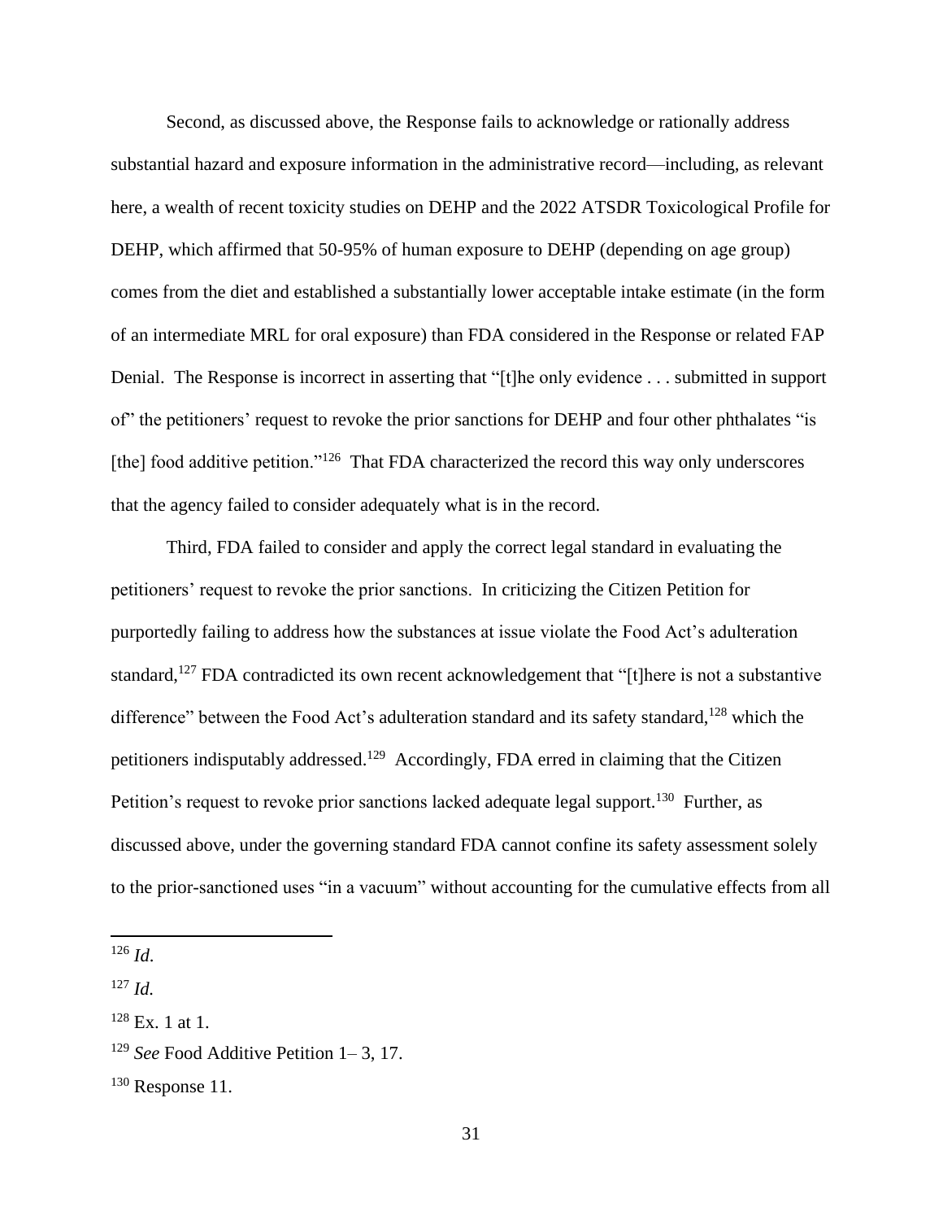Second, as discussed above, the Response fails to acknowledge or rationally address substantial hazard and exposure information in the administrative record—including, as relevant here, a wealth of recent toxicity studies on DEHP and the 2022 ATSDR Toxicological Profile for DEHP, which affirmed that 50-95% of human exposure to DEHP (depending on age group) comes from the diet and established a substantially lower acceptable intake estimate (in the form of an intermediate MRL for oral exposure) than FDA considered in the Response or related FAP Denial. The Response is incorrect in asserting that "[t]he only evidence . . . submitted in support of" the petitioners' request to revoke the prior sanctions for DEHP and four other phthalates "is [the] food additive petition."[126] That FDA characterized the record this way only underscores that the agency failed to consider adequately what is in the record.

Third, FDA failed to consider and apply the correct legal standard in evaluating the petitioners' request to revoke the prior sanctions. In criticizing the Citizen Petition for purportedly failing to address how the substances at issue violate the Food Act's adulteration standard,[127] FDA contradicted its own recent acknowledgement that "[t]here is not a substantive difference" between the Food Act's adulteration standard and its safety standard,[128] which the petitioners indisputably addressed.[129] Accordingly, FDA erred in claiming that the Citizen Petition's request to revoke prior sanctions lacked adequate legal support.[130] Further, as discussed above, under the governing standard FDA cannot confine its safety assessment solely to the prior-sanctioned uses "in a vacuum" without accounting for the cumulative effects from all

---

[126] *Id.*

[127] *Id.*

[128] Ex. 1 at 1.

[129] *See* Food Additive Petition 1– 3, 17.

[130] Response 11.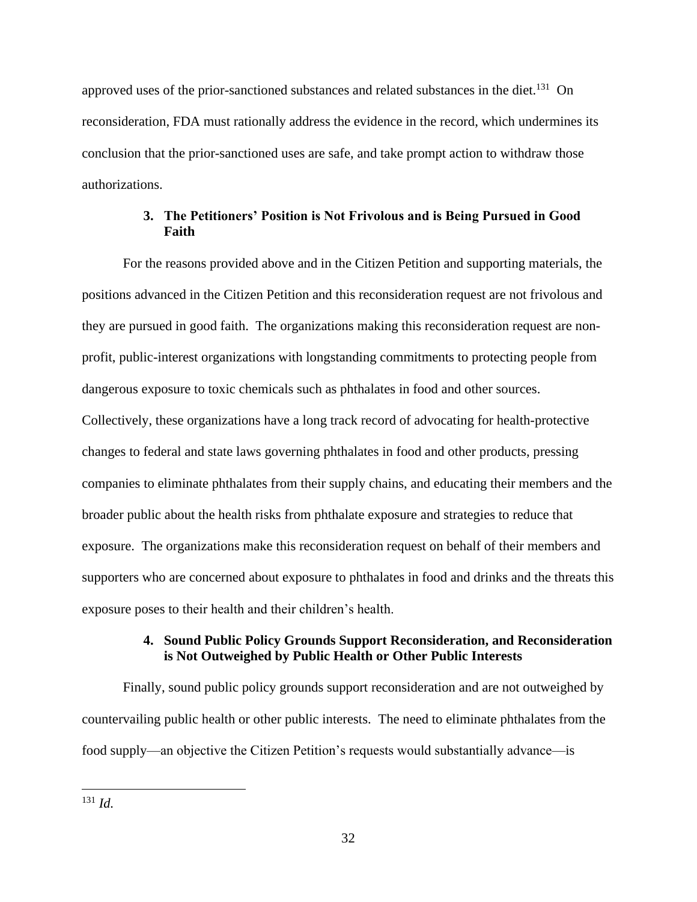approved uses of the prior-sanctioned substances and related substances in the diet.[131] On reconsideration, FDA must rationally address the evidence in the record, which undermines its conclusion that the prior-sanctioned uses are safe, and take prompt action to withdraw those authorizations.

#### 3. The Petitioners' Position is Not Frivolous and is Being Pursued in Good Faith

For the reasons provided above and in the Citizen Petition and supporting materials, the positions advanced in the Citizen Petition and this reconsideration request are not frivolous and they are pursued in good faith. The organizations making this reconsideration request are non-profit, public-interest organizations with longstanding commitments to protecting people from dangerous exposure to toxic chemicals such as phthalates in food and other sources. Collectively, these organizations have a long track record of advocating for health-protective changes to federal and state laws governing phthalates in food and other products, pressing companies to eliminate phthalates from their supply chains, and educating their members and the broader public about the health risks from phthalate exposure and strategies to reduce that exposure. The organizations make this reconsideration request on behalf of their members and supporters who are concerned about exposure to phthalates in food and drinks and the threats this exposure poses to their health and their children's health.

#### 4. Sound Public Policy Grounds Support Reconsideration, and Reconsideration is Not Outweighed by Public Health or Other Public Interests

Finally, sound public policy grounds support reconsideration and are not outweighed by countervailing public health or other public interests. The need to eliminate phthalates from the food supply—an objective the Citizen Petition's requests would substantially advance—is

---

[131] *Id.*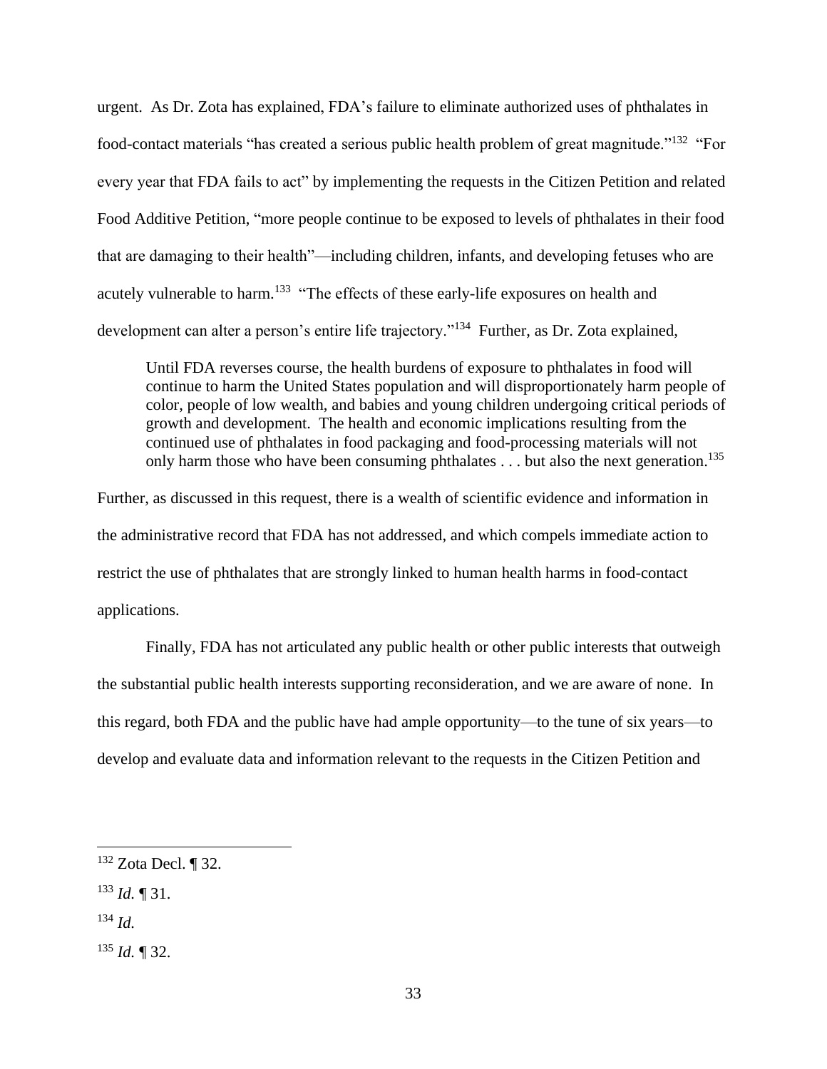urgent. As Dr. Zota has explained, FDA's failure to eliminate authorized uses of phthalates in food-contact materials "has created a serious public health problem of great magnitude."[132] "For every year that FDA fails to act" by implementing the requests in the Citizen Petition and related Food Additive Petition, "more people continue to be exposed to levels of phthalates in their food that are damaging to their health"—including children, infants, and developing fetuses who are acutely vulnerable to harm.[133] "The effects of these early-life exposures on health and development can alter a person's entire life trajectory."[134] Further, as Dr. Zota explained,

> Until FDA reverses course, the health burdens of exposure to phthalates in food will continue to harm the United States population and will disproportionately harm people of color, people of low wealth, and babies and young children undergoing critical periods of growth and development. The health and economic implications resulting from the continued use of phthalates in food packaging and food-processing materials will not only harm those who have been consuming phthalates . . . but also the next generation.[135]

Further, as discussed in this request, there is a wealth of scientific evidence and information in the administrative record that FDA has not addressed, and which compels immediate action to restrict the use of phthalates that are strongly linked to human health harms in food-contact applications.

Finally, FDA has not articulated any public health or other public interests that outweigh the substantial public health interests supporting reconsideration, and we are aware of none. In this regard, both FDA and the public have had ample opportunity—to the tune of six years—to develop and evaluate data and information relevant to the requests in the Citizen Petition and

---

[132] Zota Decl. ¶ 32.

[133] *Id.* ¶ 31.

[134] *Id.*

[135] *Id.* ¶ 32.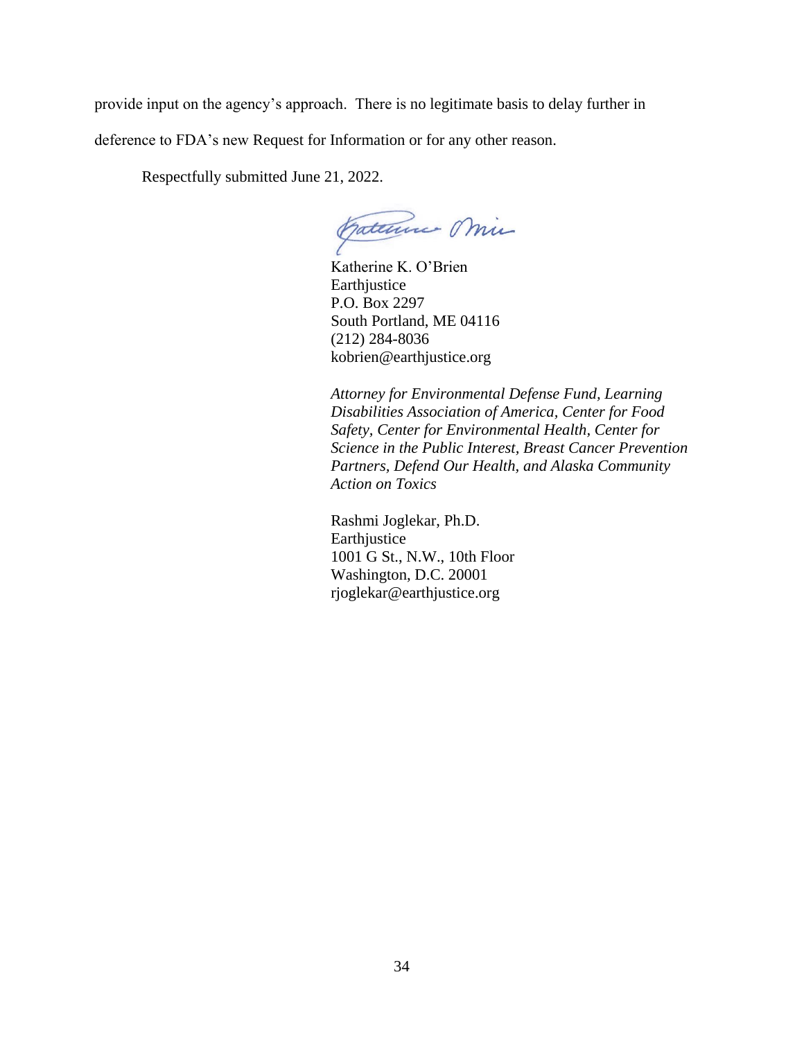provide input on the agency's approach. There is no legitimate basis to delay further in deference to FDA's new Request for Information or for any other reason.

Respectfully submitted June 21, 2022.

Katherine K. O'Brien
Earthjustice
P.O. Box 2297
South Portland, ME 04116
(212) 284-8036
kobrien@earthjustice.org

*Attorney for Environmental Defense Fund, Learning Disabilities Association of America, Center for Food Safety, Center for Environmental Health, Center for Science in the Public Interest, Breast Cancer Prevention Partners, Defend Our Health, and Alaska Community Action on Toxics*

Rashmi Joglekar, Ph.D.
Earthjustice
1001 G St., N.W., 10th Floor
Washington, D.C. 20001
rjoglekar@earthjustice.org